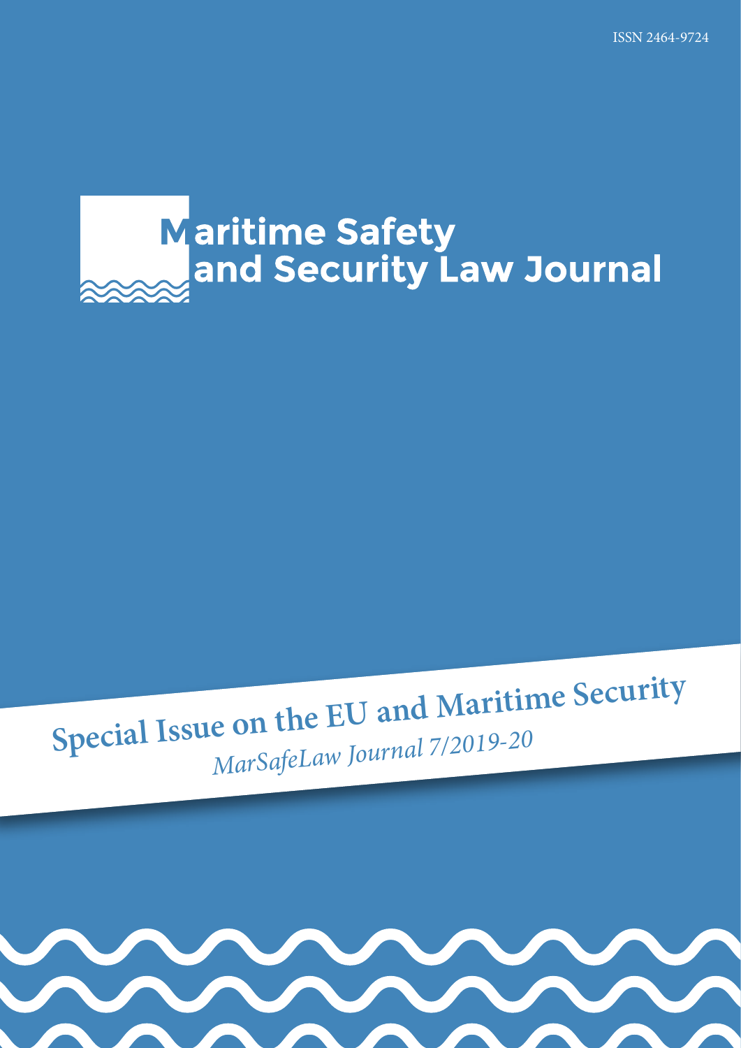ISSN 2464-9724

# Maritime Safety and Security Law Journal

## Special Issue on the EU and Maritime Security

*MarSafeLaw Journal 7/2019-20*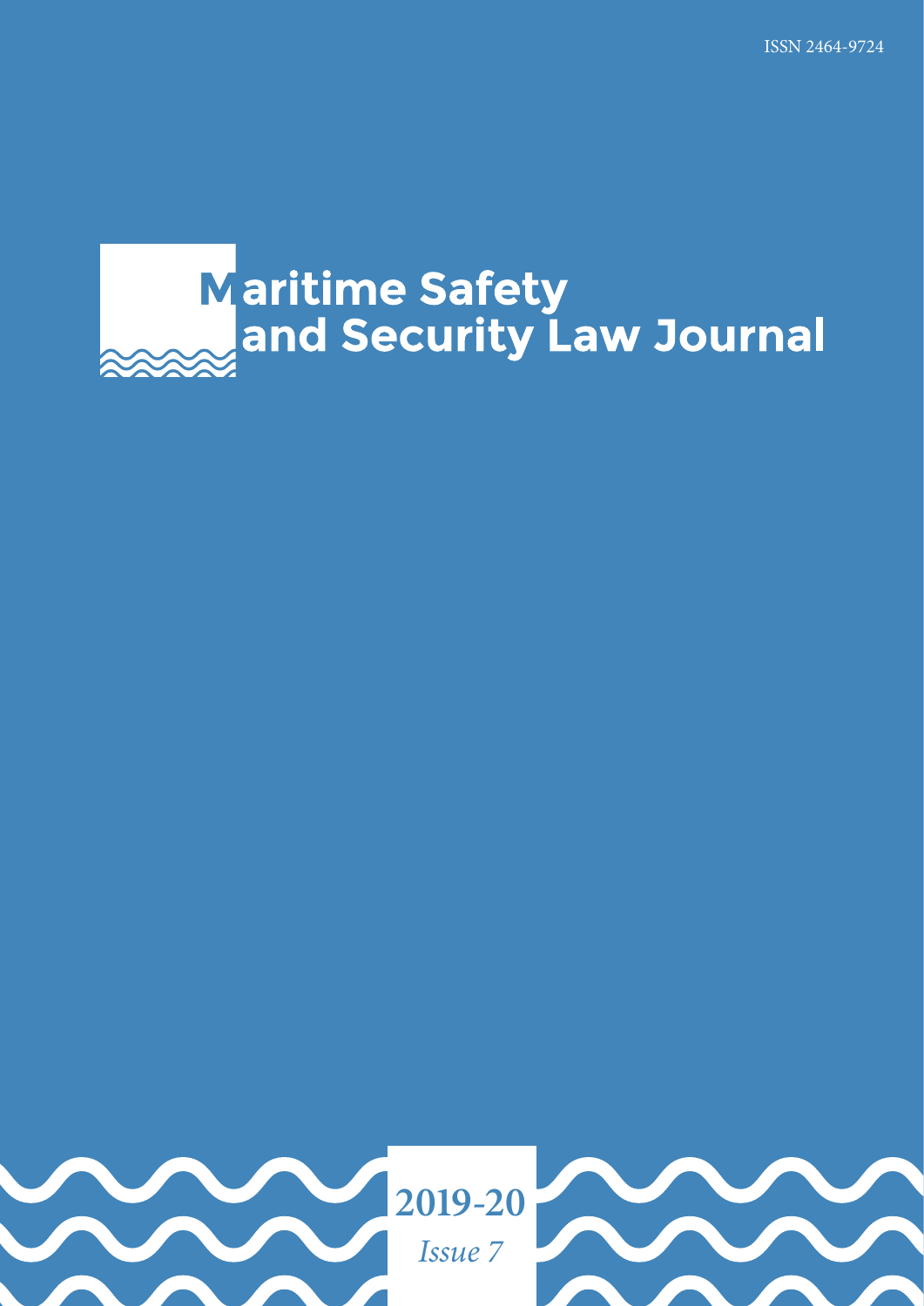ISSN 2464-9724

# Maritime Safety and Security Law Journal

**2019-20**

*Issue 7*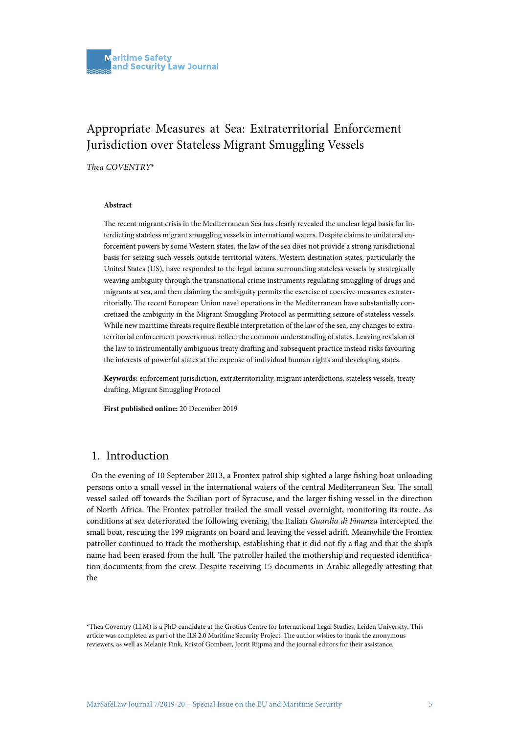# Appropriate Measures at Sea: Extraterritorial Enforcement Jurisdiction over Stateless Migrant Smuggling Vessels

*Thea COVENTRY**

**Abstract**

The recent migrant crisis in the Mediterranean Sea has clearly revealed the unclear legal basis for interdicting stateless migrant smuggling vessels in international waters. Despite claims to unilateral enforcement powers by some Western states, the law of the sea does not provide a strong jurisdictional basis for seizing such vessels outside territorial waters. Western destination states, particularly the United States (US), have responded to the legal lacuna surrounding stateless vessels by strategically weaving ambiguity through the transnational crime instruments regulating smuggling of drugs and migrants at sea, and then claiming the ambiguity permits the exercise of coercive measures extraterritorially. The recent European Union naval operations in the Mediterranean have substantially concretized the ambiguity in the Migrant Smuggling Protocol as permitting seizure of stateless vessels. While new maritime threats require flexible interpretation of the law of the sea, any changes to extraterritorial enforcement powers must reflect the common understanding of states. Leaving revision of the law to instrumentally ambiguous treaty drafting and subsequent practice instead risks favouring the interests of powerful states at the expense of individual human rights and developing states.

**Keywords:** enforcement jurisdiction, extraterritoriality, migrant interdictions, stateless vessels, treaty drafting, Migrant Smuggling Protocol

**First published online:** 20 December 2019

## 1. Introduction

On the evening of 10 September 2013, a Frontex patrol ship sighted a large fishing boat unloading persons onto a small vessel in the international waters of the central Mediterranean Sea. The small vessel sailed off towards the Sicilian port of Syracuse, and the larger fishing vessel in the direction of North Africa. The Frontex patroller trailed the small vessel overnight, monitoring its route. As conditions at sea deteriorated the following evening, the Italian *Guardia di Finanza* intercepted the small boat, rescuing the 199 migrants on board and leaving the vessel adrift. Meanwhile the Frontex patroller continued to track the mothership, establishing that it did not fly a flag and that the ship's name had been erased from the hull. The patroller hailed the mothership and requested identification documents from the crew. Despite receiving 15 documents in Arabic allegedly attesting that the

*Thea Coventry (LLM) is a PhD candidate at the Grotius Centre for International Legal Studies, Leiden University. This article was completed as part of the ILS 2.0 Maritime Security Project. The author wishes to thank the anonymous reviewers, as well as Melanie Fink, Kristof Gombeer, Jorrit Rijpma and the journal editors for their assistance.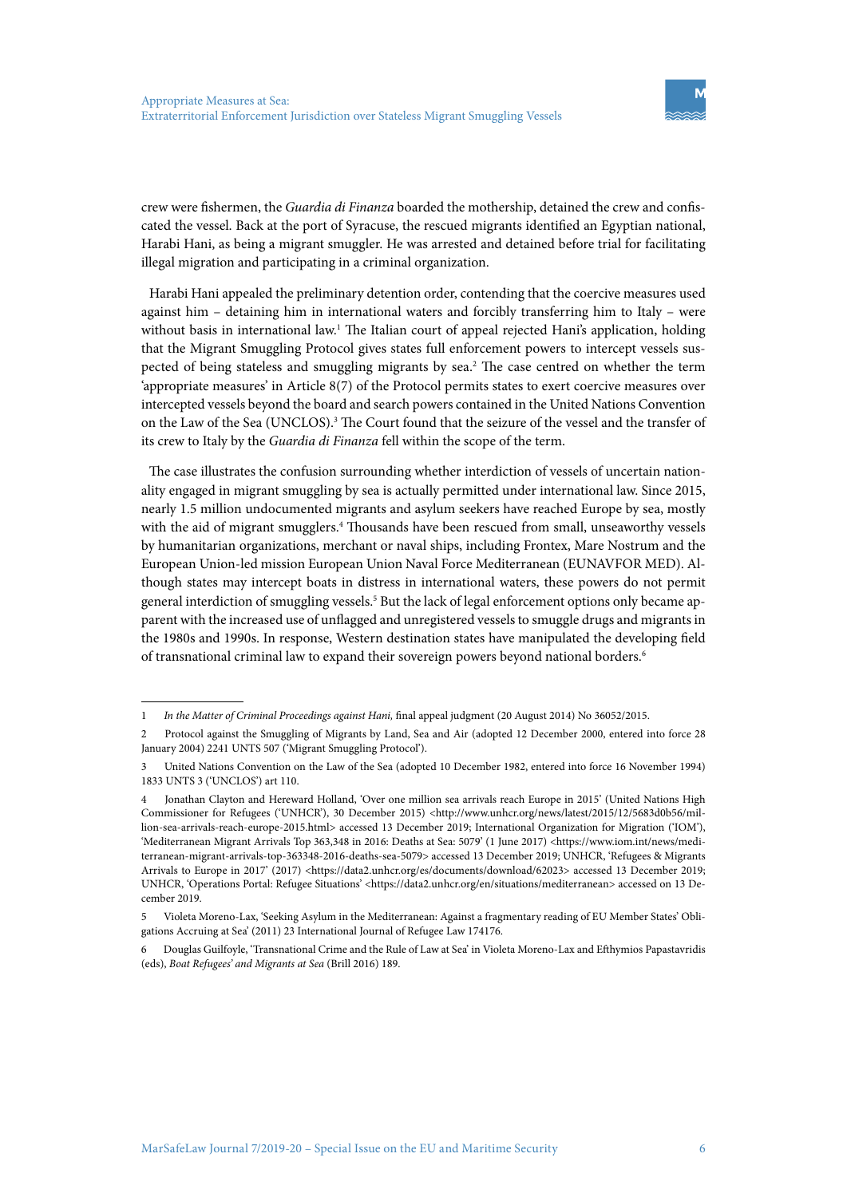crew were fishermen, the *Guardia di Finanza* boarded the mothership, detained the crew and confiscated the vessel. Back at the port of Syracuse, the rescued migrants identified an Egyptian national, Harabi Hani, as being a migrant smuggler. He was arrested and detained before trial for facilitating illegal migration and participating in a criminal organization.

Harabi Hani appealed the preliminary detention order, contending that the coercive measures used against him – detaining him in international waters and forcibly transferring him to Italy – were without basis in international law.[1] The Italian court of appeal rejected Hani's application, holding that the Migrant Smuggling Protocol gives states full enforcement powers to intercept vessels suspected of being stateless and smuggling migrants by sea.[2] The case centred on whether the term 'appropriate measures' in Article 8(7) of the Protocol permits states to exert coercive measures over intercepted vessels beyond the board and search powers contained in the United Nations Convention on the Law of the Sea (UNCLOS).[3] The Court found that the seizure of the vessel and the transfer of its crew to Italy by the *Guardia di Finanza* fell within the scope of the term.

The case illustrates the confusion surrounding whether interdiction of vessels of uncertain nationality engaged in migrant smuggling by sea is actually permitted under international law. Since 2015, nearly 1.5 million undocumented migrants and asylum seekers have reached Europe by sea, mostly with the aid of migrant smugglers.[4] Thousands have been rescued from small, unseaworthy vessels by humanitarian organizations, merchant or naval ships, including Frontex, Mare Nostrum and the European Union-led mission European Union Naval Force Mediterranean (EUNAVFOR MED). Although states may intercept boats in distress in international waters, these powers do not permit general interdiction of smuggling vessels.[5] But the lack of legal enforcement options only became apparent with the increased use of unflagged and unregistered vessels to smuggle drugs and migrants in the 1980s and 1990s. In response, Western destination states have manipulated the developing field of transnational criminal law to expand their sovereign powers beyond national borders.[6]

---

1 *In the Matter of Criminal Proceedings against Hani*, final appeal judgment (20 August 2014) No 36052/2015.

2 Protocol against the Smuggling of Migrants by Land, Sea and Air (adopted 12 December 2000, entered into force 28 January 2004) 2241 UNTS 507 ('Migrant Smuggling Protocol').

3 United Nations Convention on the Law of the Sea (adopted 10 December 1982, entered into force 16 November 1994) 1833 UNTS 3 ('UNCLOS') art 110.

4 Jonathan Clayton and Hereward Holland, 'Over one million sea arrivals reach Europe in 2015' (United Nations High Commissioner for Refugees ('UNHCR'), 30 December 2015) <http://www.unhcr.org/news/latest/2015/12/5683d0b56/million-sea-arrivals-reach-europe-2015.html> accessed 13 December 2019; International Organization for Migration ('IOM'), 'Mediterranean Migrant Arrivals Top 363,348 in 2016: Deaths at Sea: 5079' (1 June 2017) <https://www.iom.int/news/mediterranean-migrant-arrivals-top-363348-2016-deaths-sea-5079> accessed 13 December 2019; UNHCR, 'Refugees & Migrants Arrivals to Europe in 2017' (2017) <https://data2.unhcr.org/es/documents/download/62023> accessed 13 December 2019; UNHCR, 'Operations Portal: Refugee Situations' <https://data2.unhcr.org/en/situations/mediterranean> accessed on 13 December 2019.

5 Violeta Moreno-Lax, 'Seeking Asylum in the Mediterranean: Against a fragmentary reading of EU Member States' Obligations Accruing at Sea' (2011) 23 International Journal of Refugee Law 174176.

6 Douglas Guilfoyle, 'Transnational Crime and the Rule of Law at Sea' in Violeta Moreno-Lax and Efthymios Papastavridis (eds), *Boat Refugees' and Migrants at Sea* (Brill 2016) 189.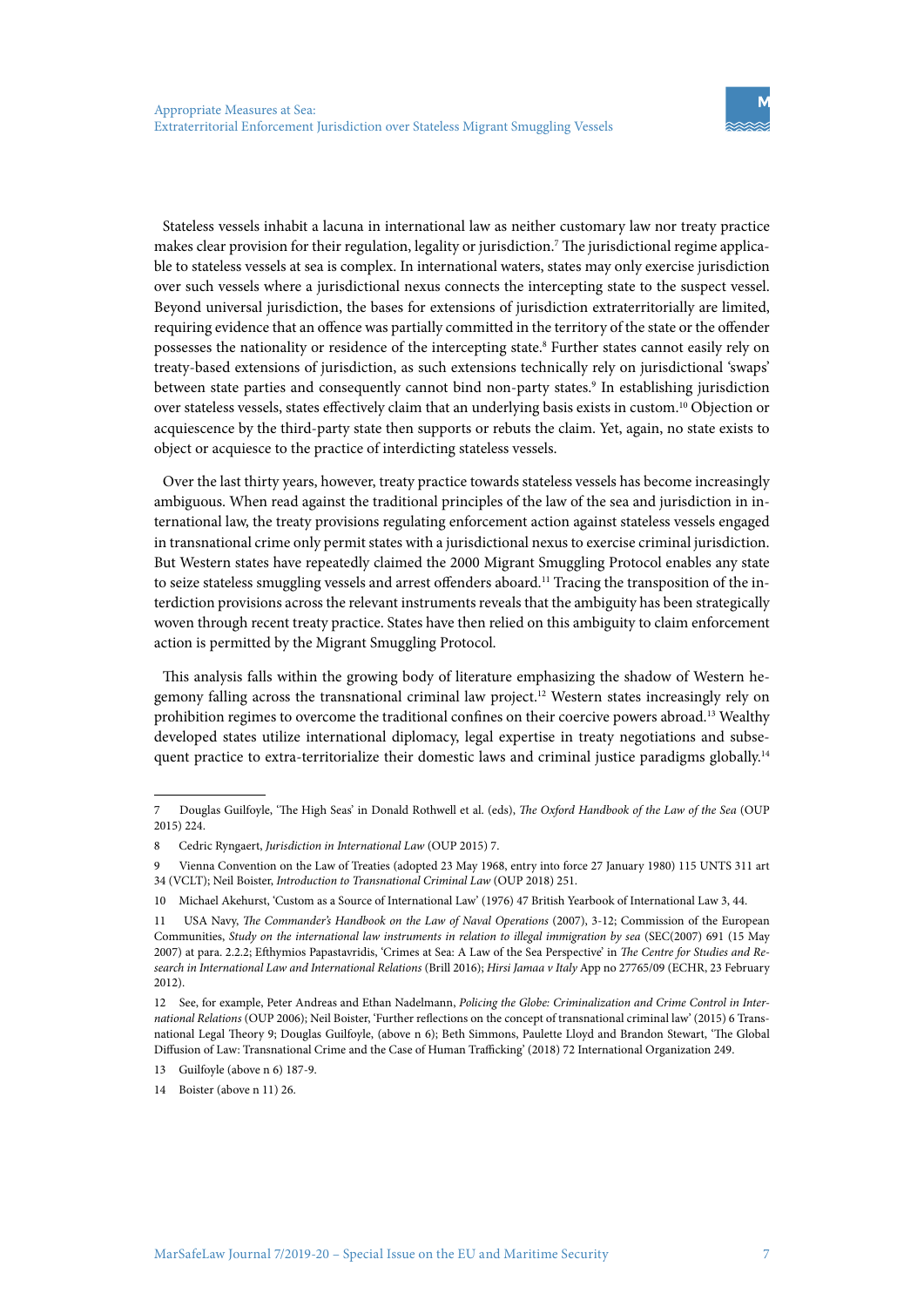Stateless vessels inhabit a lacuna in international law as neither customary law nor treaty practice makes clear provision for their regulation, legality or jurisdiction.[7] The jurisdictional regime applicable to stateless vessels at sea is complex. In international waters, states may only exercise jurisdiction over such vessels where a jurisdictional nexus connects the intercepting state to the suspect vessel. Beyond universal jurisdiction, the bases for extensions of jurisdiction extraterritorially are limited, requiring evidence that an offence was partially committed in the territory of the state or the offender possesses the nationality or residence of the intercepting state.[8] Further states cannot easily rely on treaty-based extensions of jurisdiction, as such extensions technically rely on jurisdictional 'swaps' between state parties and consequently cannot bind non-party states.[9] In establishing jurisdiction over stateless vessels, states effectively claim that an underlying basis exists in custom.[10] Objection or acquiescence by the third-party state then supports or rebuts the claim. Yet, again, no state exists to object or acquiesce to the practice of interdicting stateless vessels.

Over the last thirty years, however, treaty practice towards stateless vessels has become increasingly ambiguous. When read against the traditional principles of the law of the sea and jurisdiction in international law, the treaty provisions regulating enforcement action against stateless vessels engaged in transnational crime only permit states with a jurisdictional nexus to exercise criminal jurisdiction. But Western states have repeatedly claimed the 2000 Migrant Smuggling Protocol enables any state to seize stateless smuggling vessels and arrest offenders aboard.[11] Tracing the transposition of the interdiction provisions across the relevant instruments reveals that the ambiguity has been strategically woven through recent treaty practice. States have then relied on this ambiguity to claim enforcement action is permitted by the Migrant Smuggling Protocol.

This analysis falls within the growing body of literature emphasizing the shadow of Western hegemony falling across the transnational criminal law project.[12] Western states increasingly rely on prohibition regimes to overcome the traditional confines on their coercive powers abroad.[13] Wealthy developed states utilize international diplomacy, legal expertise in treaty negotiations and subsequent practice to extra-territorialize their domestic laws and criminal justice paradigms globally.[14]

---

7 Douglas Guilfoyle, 'The High Seas' in Donald Rothwell et al. (eds), *The Oxford Handbook of the Law of the Sea* (OUP 2015) 224.

8 Cedric Ryngaert, *Jurisdiction in International Law* (OUP 2015) 7.

9 Vienna Convention on the Law of Treaties (adopted 23 May 1968, entry into force 27 January 1980) 115 UNTS 311 art 34 (VCLT); Neil Boister, *Introduction to Transnational Criminal Law* (OUP 2018) 251.

10 Michael Akehurst, 'Custom as a Source of International Law' (1976) 47 British Yearbook of International Law 3, 44.

11 USA Navy, *The Commander's Handbook on the Law of Naval Operations* (2007), 3-12; Commission of the European Communities, *Study on the international law instruments in relation to illegal immigration by sea* (SEC(2007) 691 (15 May 2007) at para. 2.2.2; Efthymios Papastavridis, 'Crimes at Sea: A Law of the Sea Perspective' in *The Centre for Studies and Research in International Law and International Relations* (Brill 2016); *Hirsi Jamaa v Italy* App no 27765/09 (ECHR, 23 February 2012).

12 See, for example, Peter Andreas and Ethan Nadelmann, *Policing the Globe: Criminalization and Crime Control in International Relations* (OUP 2006); Neil Boister, 'Further reflections on the concept of transnational criminal law' (2015) 6 Transnational Legal Theory 9; Douglas Guilfoyle, (above n 6); Beth Simmons, Paulette Lloyd and Brandon Stewart, 'The Global Diffusion of Law: Transnational Crime and the Case of Human Trafficking' (2018) 72 International Organization 249.

13 Guilfoyle (above n 6) 187-9.

14 Boister (above n 11) 26.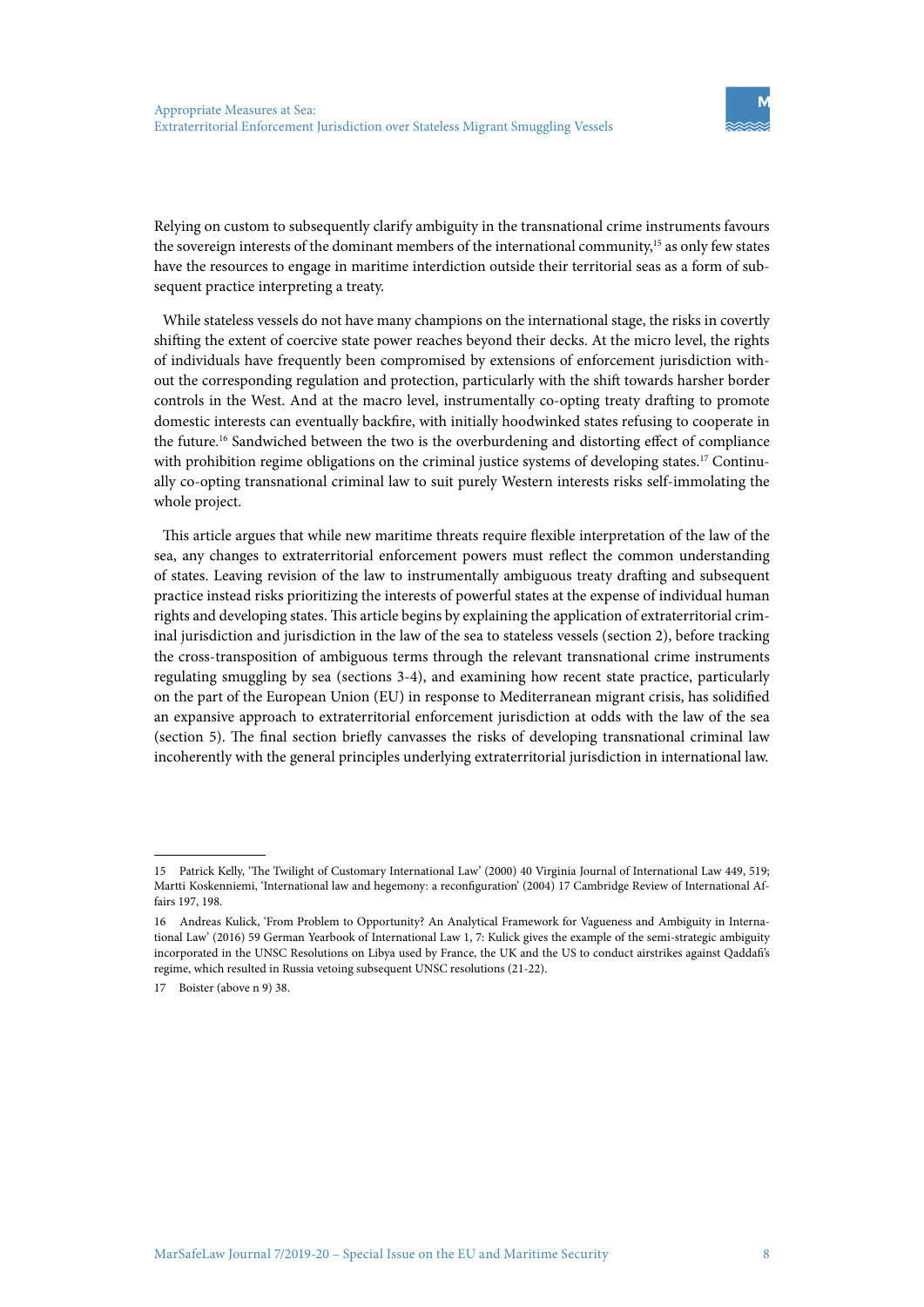Relying on custom to subsequently clarify ambiguity in the transnational crime instruments favours the sovereign interests of the dominant members of the international community,[15] as only few states have the resources to engage in maritime interdiction outside their territorial seas as a form of subsequent practice interpreting a treaty.

While stateless vessels do not have many champions on the international stage, the risks in covertly shifting the extent of coercive state power reaches beyond their decks. At the micro level, the rights of individuals have frequently been compromised by extensions of enforcement jurisdiction without the corresponding regulation and protection, particularly with the shift towards harsher border controls in the West. And at the macro level, instrumentally co-opting treaty drafting to promote domestic interests can eventually backfire, with initially hoodwinked states refusing to cooperate in the future.[16] Sandwiched between the two is the overburdening and distorting effect of compliance with prohibition regime obligations on the criminal justice systems of developing states.[17] Continually co-opting transnational criminal law to suit purely Western interests risks self-immolating the whole project.

This article argues that while new maritime threats require flexible interpretation of the law of the sea, any changes to extraterritorial enforcement powers must reflect the common understanding of states. Leaving revision of the law to instrumentally ambiguous treaty drafting and subsequent practice instead risks prioritizing the interests of powerful states at the expense of individual human rights and developing states. This article begins by explaining the application of extraterritorial criminal jurisdiction and jurisdiction in the law of the sea to stateless vessels (section 2), before tracking the cross-transposition of ambiguous terms through the relevant transnational crime instruments regulating smuggling by sea (sections 3-4), and examining how recent state practice, particularly on the part of the European Union (EU) in response to Mediterranean migrant crisis, has solidified an expansive approach to extraterritorial enforcement jurisdiction at odds with the law of the sea (section 5). The final section briefly canvasses the risks of developing transnational criminal law incoherently with the general principles underlying extraterritorial jurisdiction in international law.

---

15 Patrick Kelly, 'The Twilight of Customary International Law' (2000) 40 Virginia Journal of International Law 449, 519; Martti Koskenniemi, 'International law and hegemony: a reconfiguration' (2004) 17 Cambridge Review of International Affairs 197, 198.

16 Andreas Kulick, 'From Problem to Opportunity? An Analytical Framework for Vagueness and Ambiguity in International Law' (2016) 59 German Yearbook of International Law 1, 7: Kulick gives the example of the semi-strategic ambiguity incorporated in the UNSC Resolutions on Libya used by France, the UK and the US to conduct airstrikes against Qaddafi's regime, which resulted in Russia vetoing subsequent UNSC resolutions (21-22).

17 Boister (above n 9) 38.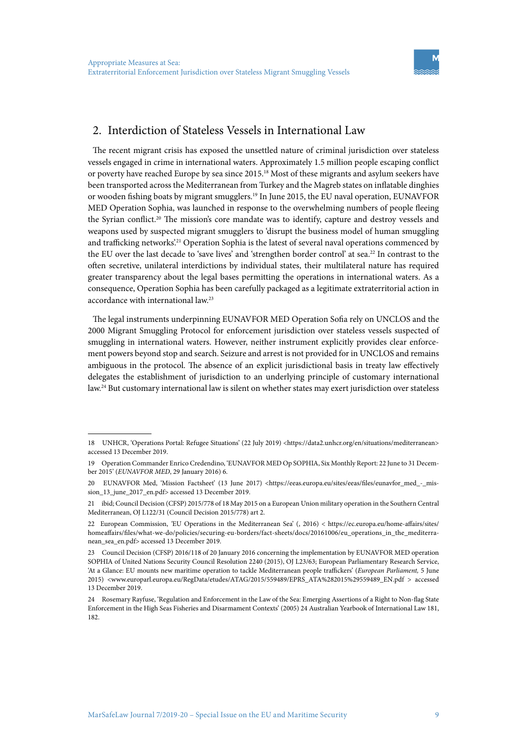## 2. Interdiction of Stateless Vessels in International Law

The recent migrant crisis has exposed the unsettled nature of criminal jurisdiction over stateless vessels engaged in crime in international waters. Approximately 1.5 million people escaping conflict or poverty have reached Europe by sea since 2015.[18] Most of these migrants and asylum seekers have been transported across the Mediterranean from Turkey and the Magreb states on inflatable dinghies or wooden fishing boats by migrant smugglers.[19] In June 2015, the EU naval operation, EUNAVFOR MED Operation Sophia, was launched in response to the overwhelming numbers of people fleeing the Syrian conflict.[20] The mission's core mandate was to identify, capture and destroy vessels and weapons used by suspected migrant smugglers to 'disrupt the business model of human smuggling and trafficking networks'.[21] Operation Sophia is the latest of several naval operations commenced by the EU over the last decade to 'save lives' and 'strengthen border control' at sea.[22] In contrast to the often secretive, unilateral interdictions by individual states, their multilateral nature has required greater transparency about the legal bases permitting the operations in international waters. As a consequence, Operation Sophia has been carefully packaged as a legitimate extraterritorial action in accordance with international law.[23]

The legal instruments underpinning EUNAVFOR MED Operation Sofia rely on UNCLOS and the 2000 Migrant Smuggling Protocol for enforcement jurisdiction over stateless vessels suspected of smuggling in international waters. However, neither instrument explicitly provides clear enforcement powers beyond stop and search. Seizure and arrest is not provided for in UNCLOS and remains ambiguous in the protocol. The absence of an explicit jurisdictional basis in treaty law effectively delegates the establishment of jurisdiction to an underlying principle of customary international law.[24] But customary international law is silent on whether states may exert jurisdiction over stateless

---

18 UNHCR, 'Operations Portal: Refugee Situations' (22 July 2019) <https://data2.unhcr.org/en/situations/mediterranean> accessed 13 December 2019.

19 Operation Commander Enrico Credendino, 'EUNAVFOR MED Op SOPHIA, Six Monthly Report: 22 June to 31 December 2015' (*EUNAVFOR MED*, 29 January 2016) 6.

20 EUNAVFOR Med, 'Mission Factsheet' (13 June 2017) <https://eeas.europa.eu/sites/eeas/files/eunavfor_med_-_mission_13_june_2017_en.pdf> accessed 13 December 2019.

21 ibid; Council Decision (CFSP) 2015/778 of 18 May 2015 on a European Union military operation in the Southern Central Mediterranean, OJ L122/31 (Council Decision 2015/778) art 2.

22 European Commission, 'EU Operations in the Mediterranean Sea' (, 2016) < https://ec.europa.eu/home-affairs/sites/homeaffairs/files/what-we-do/policies/securing-eu-borders/fact-sheets/docs/20161006/eu_operations_in_the_mediterranean_sea_en.pdf> accessed 13 December 2019.

23 Council Decision (CFSP) 2016/118 of 20 January 2016 concerning the implementation by EUNAVFOR MED operation SOPHIA of United Nations Security Council Resolution 2240 (2015), OJ L23/63; European Parliamentary Research Service, 'At a Glance: EU mounts new maritime operation to tackle Mediterranean people traffickers' (*European Parliament*, 5 June 2015) <www.europarl.europa.eu/RegData/etudes/ATAG/2015/559489/EPRS_ATA%282015%29559489_EN.pdf > accessed 13 December 2019.

24 Rosemary Rayfuse, 'Regulation and Enforcement in the Law of the Sea: Emerging Assertions of a Right to Non-flag State Enforcement in the High Seas Fisheries and Disarmament Contexts' (2005) 24 Australian Yearbook of International Law 181, 182.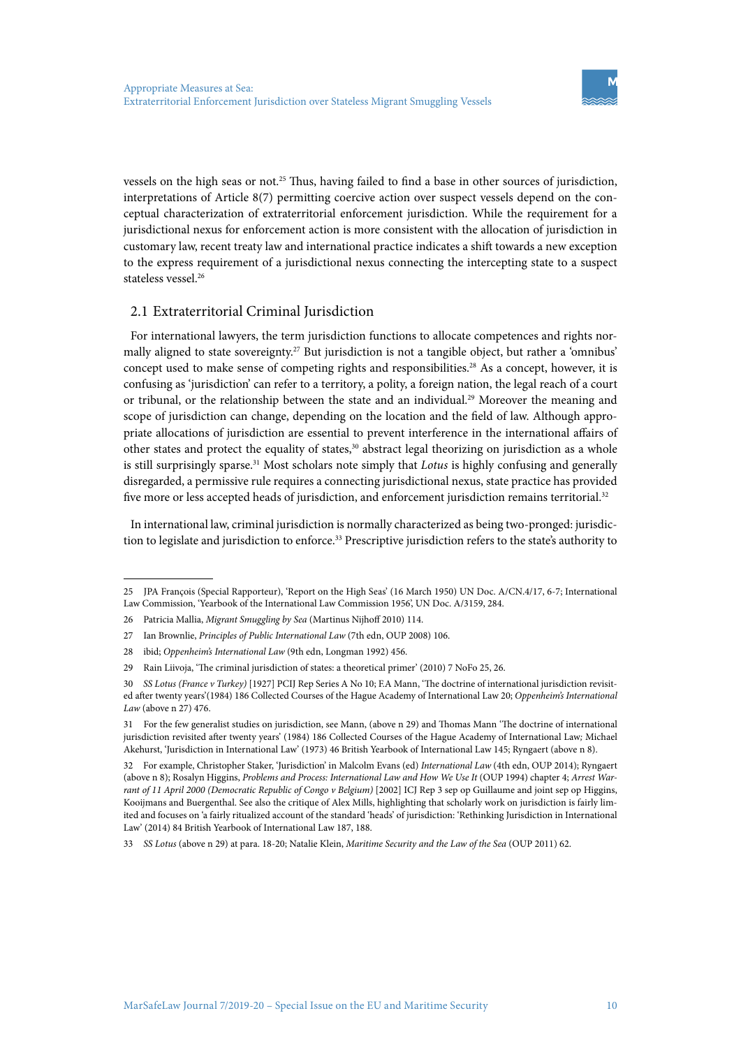vessels on the high seas or not.[25] Thus, having failed to find a base in other sources of jurisdiction, interpretations of Article 8(7) permitting coercive action over suspect vessels depend on the conceptual characterization of extraterritorial enforcement jurisdiction. While the requirement for a jurisdictional nexus for enforcement action is more consistent with the allocation of jurisdiction in customary law, recent treaty law and international practice indicates a shift towards a new exception to the express requirement of a jurisdictional nexus connecting the intercepting state to a suspect stateless vessel.[26]

## 2.1 Extraterritorial Criminal Jurisdiction

For international lawyers, the term jurisdiction functions to allocate competences and rights normally aligned to state sovereignty.[27] But jurisdiction is not a tangible object, but rather a 'omnibus' concept used to make sense of competing rights and responsibilities.[28] As a concept, however, it is confusing as 'jurisdiction' can refer to a territory, a polity, a foreign nation, the legal reach of a court or tribunal, or the relationship between the state and an individual.[29] Moreover the meaning and scope of jurisdiction can change, depending on the location and the field of law. Although appropriate allocations of jurisdiction are essential to prevent interference in the international affairs of other states and protect the equality of states,[30] abstract legal theorizing on jurisdiction as a whole is still surprisingly sparse.[31] Most scholars note simply that *Lotus* is highly confusing and generally disregarded, a permissive rule requires a connecting jurisdictional nexus, state practice has provided five more or less accepted heads of jurisdiction, and enforcement jurisdiction remains territorial.[32]

In international law, criminal jurisdiction is normally characterized as being two-pronged: jurisdiction to legislate and jurisdiction to enforce.[33] Prescriptive jurisdiction refers to the state's authority to

---

25 JPA François (Special Rapporteur), 'Report on the High Seas' (16 March 1950) UN Doc. A/CN.4/17, 6-7; International Law Commission, 'Yearbook of the International Law Commission 1956', UN Doc. A/3159, 284.

26 Patricia Mallia, *Migrant Smuggling by Sea* (Martinus Nijhoff 2010) 114.

27 Ian Brownlie, *Principles of Public International Law* (7th edn, OUP 2008) 106.

28 ibid; *Oppenheim's International Law* (9th edn, Longman 1992) 456.

29 Rain Liivoja, 'The criminal jurisdiction of states: a theoretical primer' (2010) 7 NoFo 25, 26.

30 *SS Lotus (France v Turkey)* [1927] PCIJ Rep Series A No 10; F.A Mann, 'The doctrine of international jurisdiction revisited after twenty years'(1984) 186 Collected Courses of the Hague Academy of International Law 20; *Oppenheim's International Law* (above n 27) 476.

31 For the few generalist studies on jurisdiction, see Mann, (above n 29) and Thomas Mann 'The doctrine of international jurisdiction revisited after twenty years' (1984) 186 Collected Courses of the Hague Academy of International Law; Michael Akehurst, 'Jurisdiction in International Law' (1973) 46 British Yearbook of International Law 145; Ryngaert (above n 8).

32 For example, Christopher Staker, 'Jurisdiction' in Malcolm Evans (ed) *International Law* (4th edn, OUP 2014); Ryngaert (above n 8); Rosalyn Higgins, *Problems and Process: International Law and How We Use It* (OUP 1994) chapter 4; *Arrest Warrant of 11 April 2000 (Democratic Republic of Congo v Belgium)* [2002] ICJ Rep 3 sep op Guillaume and joint sep op Higgins, Kooijmans and Buergenthal. See also the critique of Alex Mills, highlighting that scholarly work on jurisdiction is fairly limited and focuses on 'a fairly ritualized account of the standard 'heads' of jurisdiction: 'Rethinking Jurisdiction in International Law' (2014) 84 British Yearbook of International Law 187, 188.

33 *SS Lotus* (above n 29) at para. 18-20; Natalie Klein, *Maritime Security and the Law of the Sea* (OUP 2011) 62.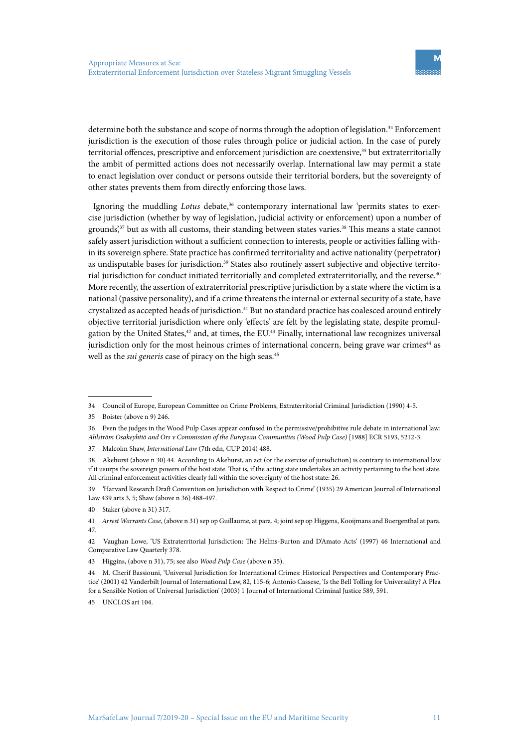determine both the substance and scope of norms through the adoption of legislation.[34] Enforcement jurisdiction is the execution of those rules through police or judicial action. In the case of purely territorial offences, prescriptive and enforcement jurisdiction are coextensive,[35] but extraterritorially the ambit of permitted actions does not necessarily overlap. International law may permit a state to enact legislation over conduct or persons outside their territorial borders, but the sovereignty of other states prevents them from directly enforcing those laws.

Ignoring the muddling *Lotus* debate,[36] contemporary international law 'permits states to exercise jurisdiction (whether by way of legislation, judicial activity or enforcement) upon a number of grounds',[37] but as with all customs, their standing between states varies.[38] This means a state cannot safely assert jurisdiction without a sufficient connection to interests, people or activities falling within its sovereign sphere. State practice has confirmed territoriality and active nationality (perpetrator) as undisputable bases for jurisdiction.[39] States also routinely assert subjective and objective territorial jurisdiction for conduct initiated territorially and completed extraterritorially, and the reverse.[40] More recently, the assertion of extraterritorial prescriptive jurisdiction by a state where the victim is a national (passive personality), and if a crime threatens the internal or external security of a state, have crystalized as accepted heads of jurisdiction.[41] But no standard practice has coalesced around entirely objective territorial jurisdiction where only 'effects' are felt by the legislating state, despite promulgation by the United States,[42] and, at times, the EU.[43] Finally, international law recognizes universal jurisdiction only for the most heinous crimes of international concern, being grave war crimes[44] as well as the *sui generis* case of piracy on the high seas.[45]

---

34 Council of Europe, European Committee on Crime Problems, Extraterritorial Criminal Jurisdiction (1990) 4-5.

35 Boister (above n 9) 246.

36 Even the judges in the Wood Pulp Cases appear confused in the permissive/prohibitive rule debate in international law: *Ahlström Osakeyhtiö and Ors v Commission of the European Communities (Wood Pulp Case)* [1988] ECR 5193, 5212-3.

37 Malcolm Shaw, *International Law* (7th edn, CUP 2014) 488.

38 Akehurst (above n 30) 44. According to Akehurst, an act (or the exercise of jurisdiction) is contrary to international law if it usurps the sovereign powers of the host state. That is, if the acting state undertakes an activity pertaining to the host state. All criminal enforcement activities clearly fall within the sovereignty of the host state: 26.

39 'Harvard Research Draft Convention on Jurisdiction with Respect to Crime' (1935) 29 American Journal of International Law 439 arts 3, 5; Shaw (above n 36) 488-497.

40 Staker (above n 31) 317.

41 *Arrest Warrants Case*, (above n 31) sep op Guillaume, at para. 4; joint sep op Higgens, Kooijmans and Buergenthal at para. 47.

42 Vaughan Lowe, 'US Extraterritorial Jurisdiction: The Helms-Burton and D'Amato Acts' (1997) 46 International and Comparative Law Quarterly 378.

43 Higgins, (above n 31), 75; see also *Wood Pulp Case* (above n 35).

44 M. Cherif Bassiouni, 'Universal Jurisdiction for International Crimes: Historical Perspectives and Contemporary Practice' (2001) 42 Vanderbilt Journal of International Law, 82, 115-6; Antonio Cassese, 'Is the Bell Tolling for Universality? A Plea for a Sensible Notion of Universal Jurisdiction' (2003) 1 Journal of International Criminal Justice 589, 591.

45 UNCLOS art 104.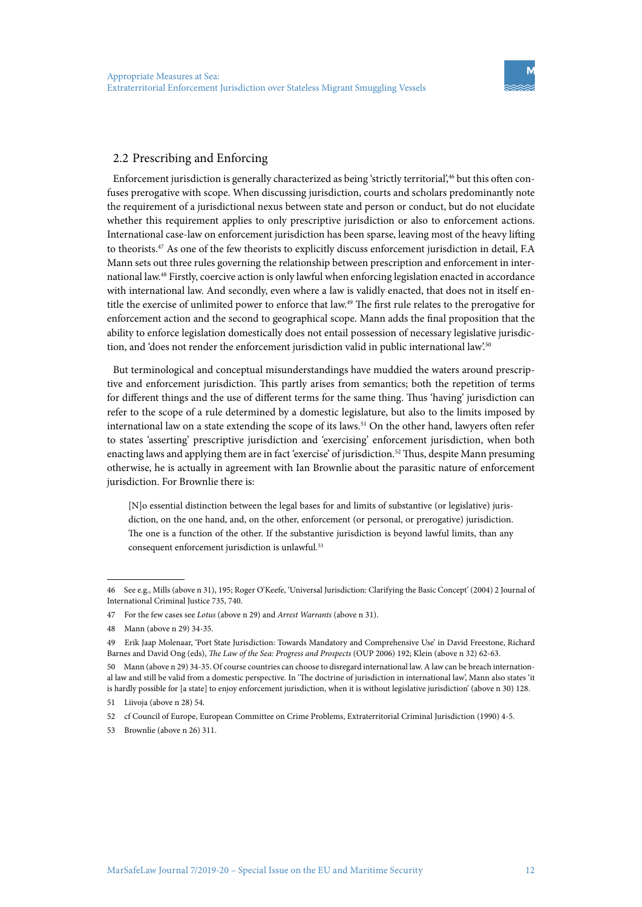## 2.2 Prescribing and Enforcing

Enforcement jurisdiction is generally characterized as being 'strictly territorial',[46] but this often confuses prerogative with scope. When discussing jurisdiction, courts and scholars predominantly note the requirement of a jurisdictional nexus between state and person or conduct, but do not elucidate whether this requirement applies to only prescriptive jurisdiction or also to enforcement actions. International case-law on enforcement jurisdiction has been sparse, leaving most of the heavy lifting to theorists.[47] As one of the few theorists to explicitly discuss enforcement jurisdiction in detail, F.A Mann sets out three rules governing the relationship between prescription and enforcement in international law.[48] Firstly, coercive action is only lawful when enforcing legislation enacted in accordance with international law. And secondly, even where a law is validly enacted, that does not in itself entitle the exercise of unlimited power to enforce that law.[49] The first rule relates to the prerogative for enforcement action and the second to geographical scope. Mann adds the final proposition that the ability to enforce legislation domestically does not entail possession of necessary legislative jurisdiction, and 'does not render the enforcement jurisdiction valid in public international law'.[50]

But terminological and conceptual misunderstandings have muddied the waters around prescriptive and enforcement jurisdiction. This partly arises from semantics; both the repetition of terms for different things and the use of different terms for the same thing. Thus 'having' jurisdiction can refer to the scope of a rule determined by a domestic legislature, but also to the limits imposed by international law on a state extending the scope of its laws.[51] On the other hand, lawyers often refer to states 'asserting' prescriptive jurisdiction and 'exercising' enforcement jurisdiction, when both enacting laws and applying them are in fact 'exercise' of jurisdiction.[52] Thus, despite Mann presuming otherwise, he is actually in agreement with Ian Brownlie about the parasitic nature of enforcement jurisdiction. For Brownlie there is:

> [N]o essential distinction between the legal bases for and limits of substantive (or legislative) jurisdiction, on the one hand, and, on the other, enforcement (or personal, or prerogative) jurisdiction. The one is a function of the other. If the substantive jurisdiction is beyond lawful limits, than any consequent enforcement jurisdiction is unlawful.[53]

---

46 See e.g., Mills (above n 31), 195; Roger O'Keefe, 'Universal Jurisdiction: Clarifying the Basic Concept' (2004) 2 Journal of International Criminal Justice 735, 740.

47 For the few cases see *Lotus* (above n 29) and *Arrest Warrants* (above n 31).

48 Mann (above n 29) 34-35.

49 Erik Jaap Molenaar, 'Port State Jurisdiction: Towards Mandatory and Comprehensive Use' in David Freestone, Richard Barnes and David Ong (eds), *The Law of the Sea: Progress and Prospects* (OUP 2006) 192; Klein (above n 32) 62-63.

50 Mann (above n 29) 34-35. Of course countries can choose to disregard international law. A law can be breach international law and still be valid from a domestic perspective. In 'The doctrine of jurisdiction in international law', Mann also states 'it is hardly possible for [a state] to enjoy enforcement jurisdiction, when it is without legislative jurisdiction' (above n 30) 128.

51 Liivoja (above n 28) 54.

52 cf Council of Europe, European Committee on Crime Problems, Extraterritorial Criminal Jurisdiction (1990) 4-5.

53 Brownlie (above n 26) 311.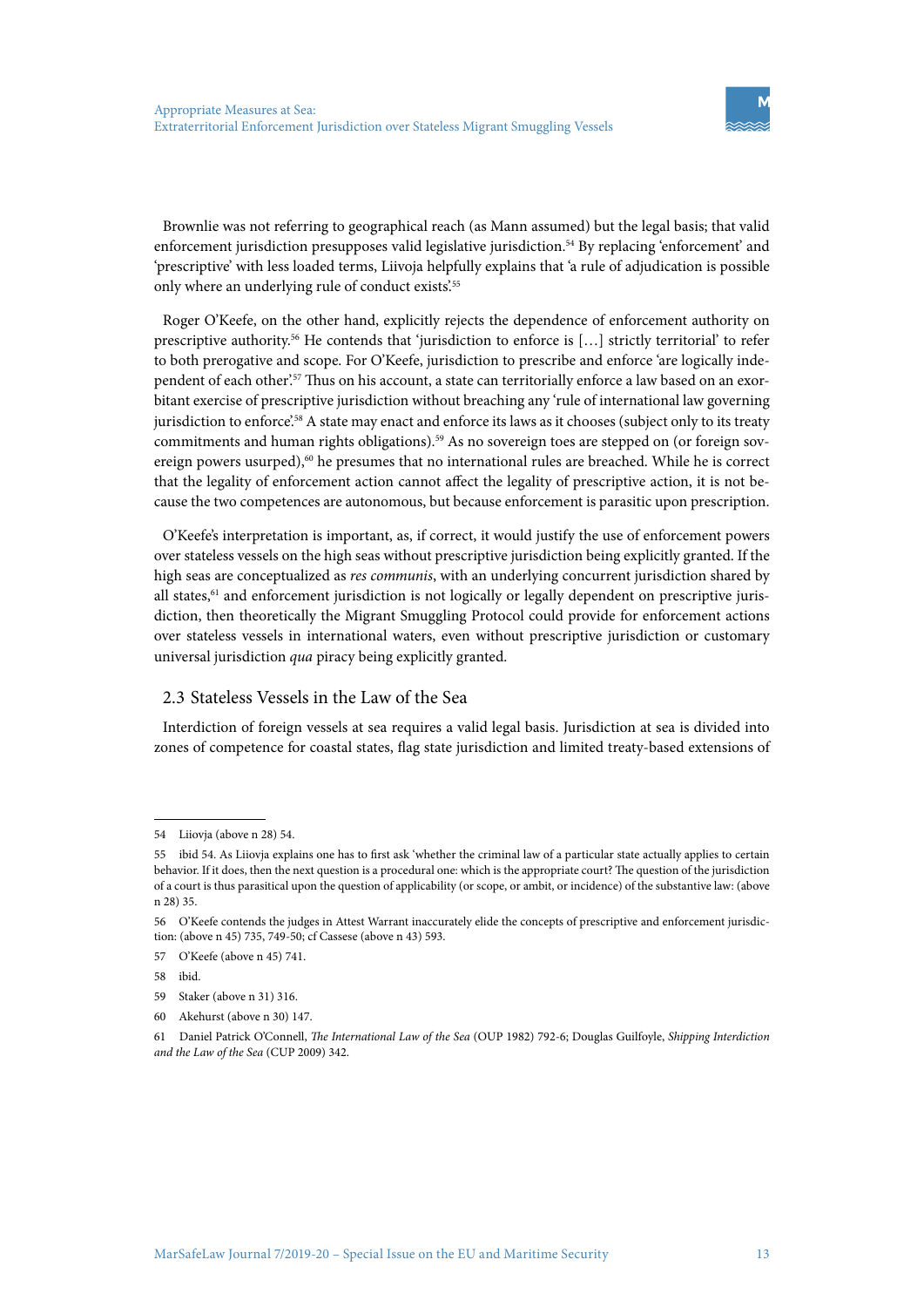Brownlie was not referring to geographical reach (as Mann assumed) but the legal basis; that valid enforcement jurisdiction presupposes valid legislative jurisdiction.[54] By replacing 'enforcement' and 'prescriptive' with less loaded terms, Liivoja helpfully explains that 'a rule of adjudication is possible only where an underlying rule of conduct exists'.[55]

Roger O'Keefe, on the other hand, explicitly rejects the dependence of enforcement authority on prescriptive authority.[56] He contends that 'jurisdiction to enforce is […] strictly territorial' to refer to both prerogative and scope. For O'Keefe, jurisdiction to prescribe and enforce 'are logically independent of each other'.[57] Thus on his account, a state can territorially enforce a law based on an exorbitant exercise of prescriptive jurisdiction without breaching any 'rule of international law governing jurisdiction to enforce'.[58] A state may enact and enforce its laws as it chooses (subject only to its treaty commitments and human rights obligations).[59] As no sovereign toes are stepped on (or foreign sovereign powers usurped),[60] he presumes that no international rules are breached. While he is correct that the legality of enforcement action cannot affect the legality of prescriptive action, it is not because the two competences are autonomous, but because enforcement is parasitic upon prescription.

O'Keefe's interpretation is important, as, if correct, it would justify the use of enforcement powers over stateless vessels on the high seas without prescriptive jurisdiction being explicitly granted. If the high seas are conceptualized as *res communis*, with an underlying concurrent jurisdiction shared by all states,[61] and enforcement jurisdiction is not logically or legally dependent on prescriptive jurisdiction, then theoretically the Migrant Smuggling Protocol could provide for enforcement actions over stateless vessels in international waters, even without prescriptive jurisdiction or customary universal jurisdiction *qua* piracy being explicitly granted.

## 2.3 Stateless Vessels in the Law of the Sea

Interdiction of foreign vessels at sea requires a valid legal basis. Jurisdiction at sea is divided into zones of competence for coastal states, flag state jurisdiction and limited treaty-based extensions of

---

54 Liiovja (above n 28) 54.

55 ibid 54. As Liiovja explains one has to first ask 'whether the criminal law of a particular state actually applies to certain behavior. If it does, then the next question is a procedural one: which is the appropriate court? The question of the jurisdiction of a court is thus parasitical upon the question of applicability (or scope, or ambit, or incidence) of the substantive law: (above n 28) 35.

56 O'Keefe contends the judges in Attest Warrant inaccurately elide the concepts of prescriptive and enforcement jurisdiction: (above n 45) 735, 749-50; cf Cassese (above n 43) 593.

57 O'Keefe (above n 45) 741.

58 ibid.

59 Staker (above n 31) 316.

60 Akehurst (above n 30) 147.

61 Daniel Patrick O'Connell, *The International Law of the Sea* (OUP 1982) 792-6; Douglas Guilfoyle, *Shipping Interdiction and the Law of the Sea* (CUP 2009) 342.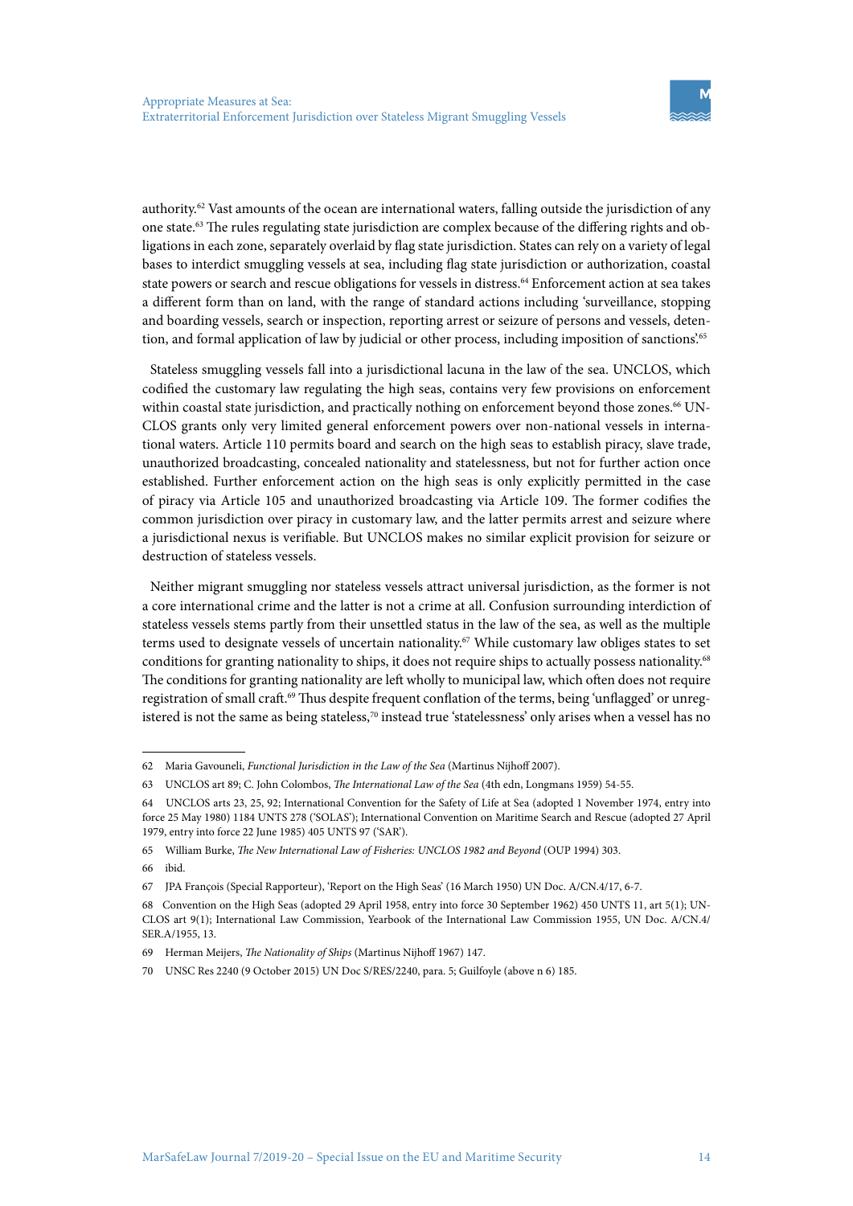authority.[62] Vast amounts of the ocean are international waters, falling outside the jurisdiction of any one state.[63] The rules regulating state jurisdiction are complex because of the differing rights and obligations in each zone, separately overlaid by flag state jurisdiction. States can rely on a variety of legal bases to interdict smuggling vessels at sea, including flag state jurisdiction or authorization, coastal state powers or search and rescue obligations for vessels in distress.[64] Enforcement action at sea takes a different form than on land, with the range of standard actions including 'surveillance, stopping and boarding vessels, search or inspection, reporting arrest or seizure of persons and vessels, detention, and formal application of law by judicial or other process, including imposition of sanctions'.[65]

Stateless smuggling vessels fall into a jurisdictional lacuna in the law of the sea. UNCLOS, which codified the customary law regulating the high seas, contains very few provisions on enforcement within coastal state jurisdiction, and practically nothing on enforcement beyond those zones.[66] UNCLOS grants only very limited general enforcement powers over non-national vessels in international waters. Article 110 permits board and search on the high seas to establish piracy, slave trade, unauthorized broadcasting, concealed nationality and statelessness, but not for further action once established. Further enforcement action on the high seas is only explicitly permitted in the case of piracy via Article 105 and unauthorized broadcasting via Article 109. The former codifies the common jurisdiction over piracy in customary law, and the latter permits arrest and seizure where a jurisdictional nexus is verifiable. But UNCLOS makes no similar explicit provision for seizure or destruction of stateless vessels.

Neither migrant smuggling nor stateless vessels attract universal jurisdiction, as the former is not a core international crime and the latter is not a crime at all. Confusion surrounding interdiction of stateless vessels stems partly from their unsettled status in the law of the sea, as well as the multiple terms used to designate vessels of uncertain nationality.[67] While customary law obliges states to set conditions for granting nationality to ships, it does not require ships to actually possess nationality.[68] The conditions for granting nationality are left wholly to municipal law, which often does not require registration of small craft.[69] Thus despite frequent conflation of the terms, being 'unflagged' or unregistered is not the same as being stateless,[70] instead true 'statelessness' only arises when a vessel has no

---

62 Maria Gavouneli, *Functional Jurisdiction in the Law of the Sea* (Martinus Nijhoff 2007).

63 UNCLOS art 89; C. John Colombos, *The International Law of the Sea* (4th edn, Longmans 1959) 54-55.

64 UNCLOS arts 23, 25, 92; International Convention for the Safety of Life at Sea (adopted 1 November 1974, entry into force 25 May 1980) 1184 UNTS 278 ('SOLAS'); International Convention on Maritime Search and Rescue (adopted 27 April 1979, entry into force 22 June 1985) 405 UNTS 97 ('SAR').

65 William Burke, *The New International Law of Fisheries: UNCLOS 1982 and Beyond* (OUP 1994) 303.

66 ibid.

67 JPA François (Special Rapporteur), 'Report on the High Seas' (16 March 1950) UN Doc. A/CN.4/17, 6-7.

68 Convention on the High Seas (adopted 29 April 1958, entry into force 30 September 1962) 450 UNTS 11, art 5(1); UNCLOS art 9(1); International Law Commission, Yearbook of the International Law Commission 1955, UN Doc. A/CN.4/SER.A/1955, 13.

69 Herman Meijers, *The Nationality of Ships* (Martinus Nijhoff 1967) 147.

70 UNSC Res 2240 (9 October 2015) UN Doc S/RES/2240, para. 5; Guilfoyle (above n 6) 185.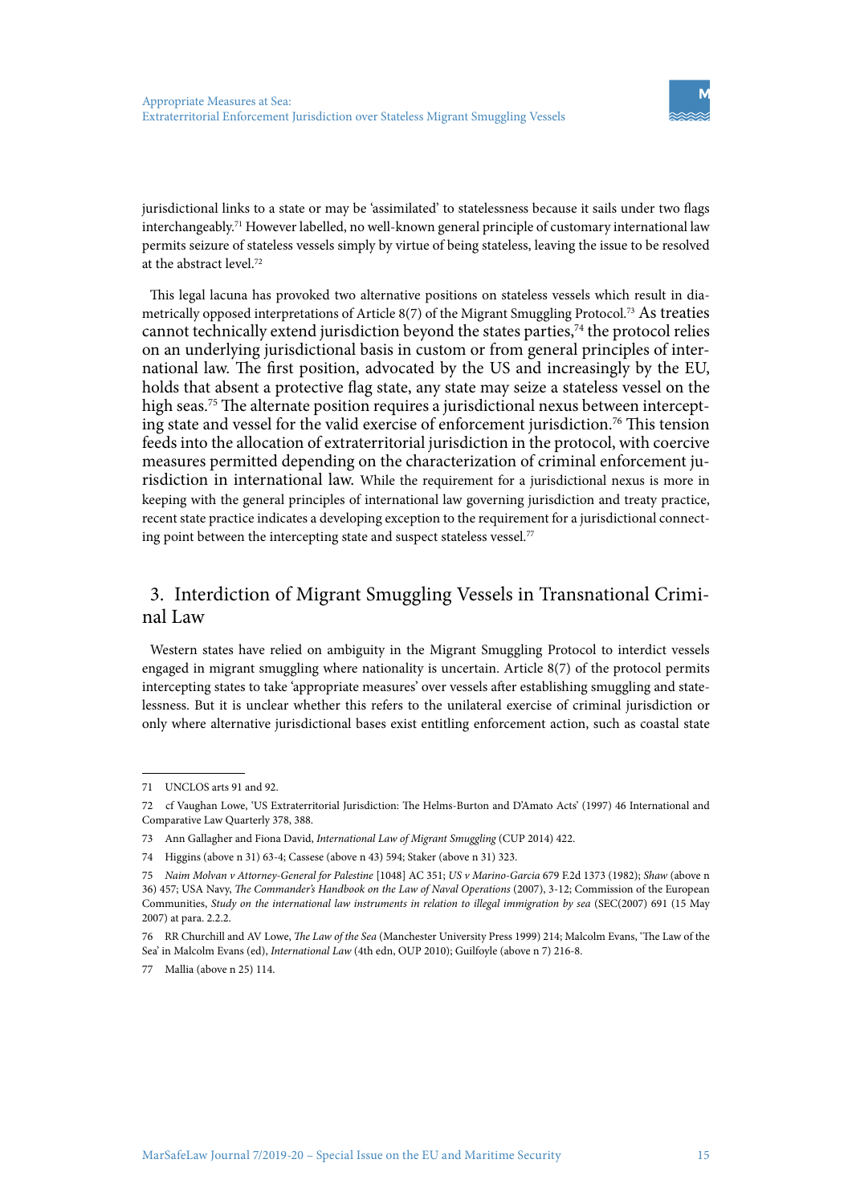jurisdictional links to a state or may be 'assimilated' to statelessness because it sails under two flags interchangeably.[71] However labelled, no well-known general principle of customary international law permits seizure of stateless vessels simply by virtue of being stateless, leaving the issue to be resolved at the abstract level.[72]

This legal lacuna has provoked two alternative positions on stateless vessels which result in diametrically opposed interpretations of Article 8(7) of the Migrant Smuggling Protocol.[73] As treaties cannot technically extend jurisdiction beyond the states parties,[74] the protocol relies on an underlying jurisdictional basis in custom or from general principles of international law. The first position, advocated by the US and increasingly by the EU, holds that absent a protective flag state, any state may seize a stateless vessel on the high seas.[75] The alternate position requires a jurisdictional nexus between intercepting state and vessel for the valid exercise of enforcement jurisdiction.[76] This tension feeds into the allocation of extraterritorial jurisdiction in the protocol, with coercive measures permitted depending on the characterization of criminal enforcement jurisdiction in international law. While the requirement for a jurisdictional nexus is more in keeping with the general principles of international law governing jurisdiction and treaty practice, recent state practice indicates a developing exception to the requirement for a jurisdictional connecting point between the intercepting state and suspect stateless vessel.[77]

## 3. Interdiction of Migrant Smuggling Vessels in Transnational Criminal Law

Western states have relied on ambiguity in the Migrant Smuggling Protocol to interdict vessels engaged in migrant smuggling where nationality is uncertain. Article 8(7) of the protocol permits intercepting states to take 'appropriate measures' over vessels after establishing smuggling and statelessness. But it is unclear whether this refers to the unilateral exercise of criminal jurisdiction or only where alternative jurisdictional bases exist entitling enforcement action, such as coastal state

---

71 UNCLOS arts 91 and 92.

72 cf Vaughan Lowe, 'US Extraterritorial Jurisdiction: The Helms-Burton and D'Amato Acts' (1997) 46 International and Comparative Law Quarterly 378, 388.

73 Ann Gallagher and Fiona David, *International Law of Migrant Smuggling* (CUP 2014) 422.

74 Higgins (above n 31) 63-4; Cassese (above n 43) 594; Staker (above n 31) 323.

75 *Naim Molvan v Attorney-General for Palestine* [1048] AC 351; *US v Marino-Garcia* 679 F.2d 1373 (1982); *Shaw* (above n 36) 457; USA Navy, *The Commander's Handbook on the Law of Naval Operations* (2007), 3-12; Commission of the European Communities, *Study on the international law instruments in relation to illegal immigration by sea* (SEC(2007) 691 (15 May 2007) at para. 2.2.2.

76 RR Churchill and AV Lowe, *The Law of the Sea* (Manchester University Press 1999) 214; Malcolm Evans, 'The Law of the Sea' in Malcolm Evans (ed), *International Law* (4th edn, OUP 2010); Guilfoyle (above n 7) 216-8.

77 Mallia (above n 25) 114.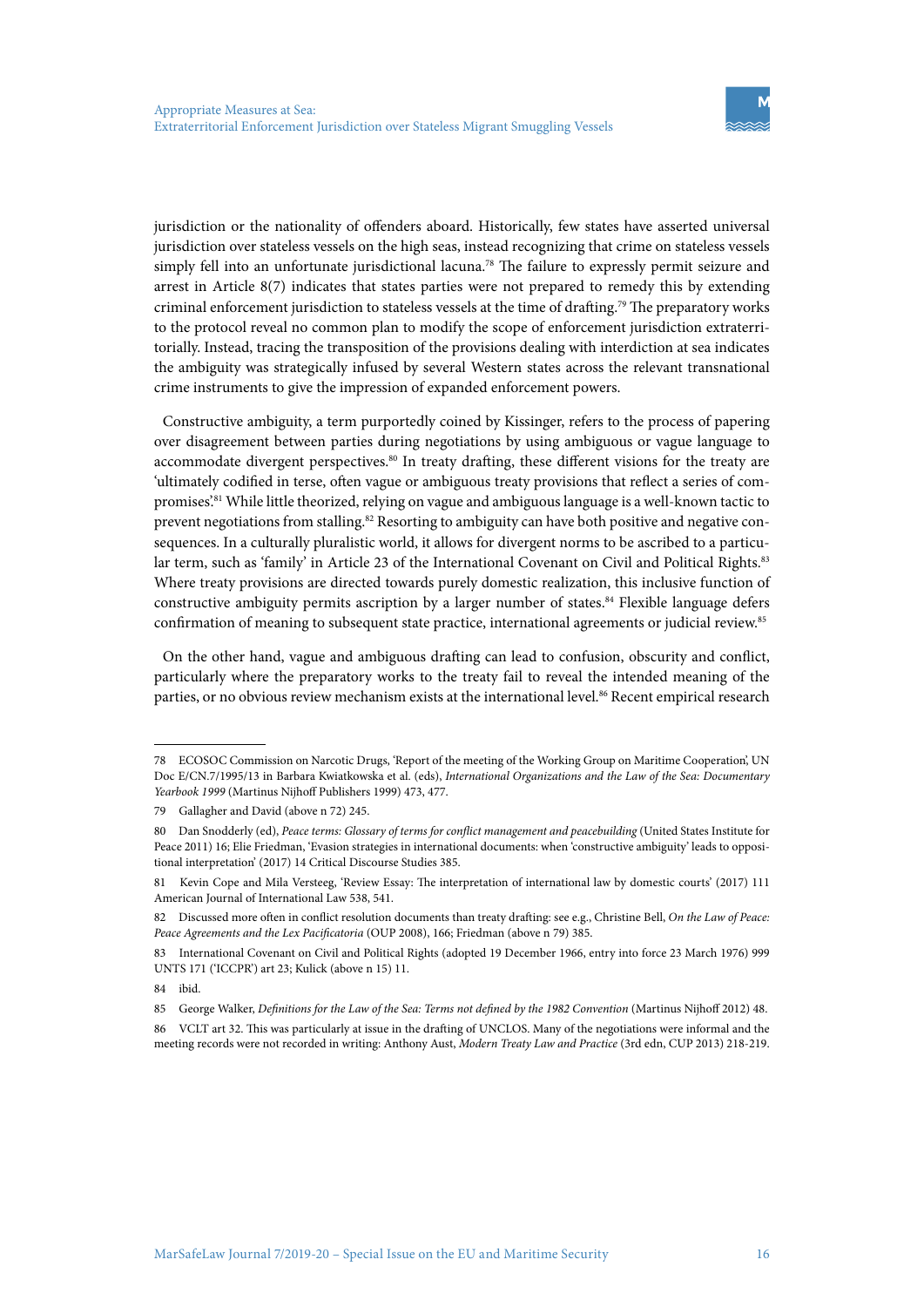jurisdiction or the nationality of offenders aboard. Historically, few states have asserted universal jurisdiction over stateless vessels on the high seas, instead recognizing that crime on stateless vessels simply fell into an unfortunate jurisdictional lacuna.[78] The failure to expressly permit seizure and arrest in Article 8(7) indicates that states parties were not prepared to remedy this by extending criminal enforcement jurisdiction to stateless vessels at the time of drafting.[79] The preparatory works to the protocol reveal no common plan to modify the scope of enforcement jurisdiction extraterritorially. Instead, tracing the transposition of the provisions dealing with interdiction at sea indicates the ambiguity was strategically infused by several Western states across the relevant transnational crime instruments to give the impression of expanded enforcement powers.

Constructive ambiguity, a term purportedly coined by Kissinger, refers to the process of papering over disagreement between parties during negotiations by using ambiguous or vague language to accommodate divergent perspectives.[80] In treaty drafting, these different visions for the treaty are 'ultimately codified in terse, often vague or ambiguous treaty provisions that reflect a series of compromises'.[81] While little theorized, relying on vague and ambiguous language is a well-known tactic to prevent negotiations from stalling.[82] Resorting to ambiguity can have both positive and negative consequences. In a culturally pluralistic world, it allows for divergent norms to be ascribed to a particular term, such as 'family' in Article 23 of the International Covenant on Civil and Political Rights.[83] Where treaty provisions are directed towards purely domestic realization, this inclusive function of constructive ambiguity permits ascription by a larger number of states.[84] Flexible language defers confirmation of meaning to subsequent state practice, international agreements or judicial review.[85]

On the other hand, vague and ambiguous drafting can lead to confusion, obscurity and conflict, particularly where the preparatory works to the treaty fail to reveal the intended meaning of the parties, or no obvious review mechanism exists at the international level.[86] Recent empirical research

---

78 ECOSOC Commission on Narcotic Drugs, 'Report of the meeting of the Working Group on Maritime Cooperation', UN Doc E/CN.7/1995/13 in Barbara Kwiatkowska et al. (eds), *International Organizations and the Law of the Sea: Documentary Yearbook 1999* (Martinus Nijhoff Publishers 1999) 473, 477.

79 Gallagher and David (above n 72) 245.

80 Dan Snodderly (ed), *Peace terms: Glossary of terms for conflict management and peacebuilding* (United States Institute for Peace 2011) 16; Elie Friedman, 'Evasion strategies in international documents: when 'constructive ambiguity' leads to oppositional interpretation' (2017) 14 Critical Discourse Studies 385.

81 Kevin Cope and Mila Versteeg, 'Review Essay: The interpretation of international law by domestic courts' (2017) 111 American Journal of International Law 538, 541.

82 Discussed more often in conflict resolution documents than treaty drafting: see e.g., Christine Bell, *On the Law of Peace: Peace Agreements and the Lex Pacificatoria* (OUP 2008), 166; Friedman (above n 79) 385.

83 International Covenant on Civil and Political Rights (adopted 19 December 1966, entry into force 23 March 1976) 999 UNTS 171 ('ICCPR') art 23; Kulick (above n 15) 11.

84 ibid.

85 George Walker, *Definitions for the Law of the Sea: Terms not defined by the 1982 Convention* (Martinus Nijhoff 2012) 48.

86 VCLT art 32. This was particularly at issue in the drafting of UNCLOS. Many of the negotiations were informal and the meeting records were not recorded in writing: Anthony Aust, *Modern Treaty Law and Practice* (3rd edn, CUP 2013) 218-219.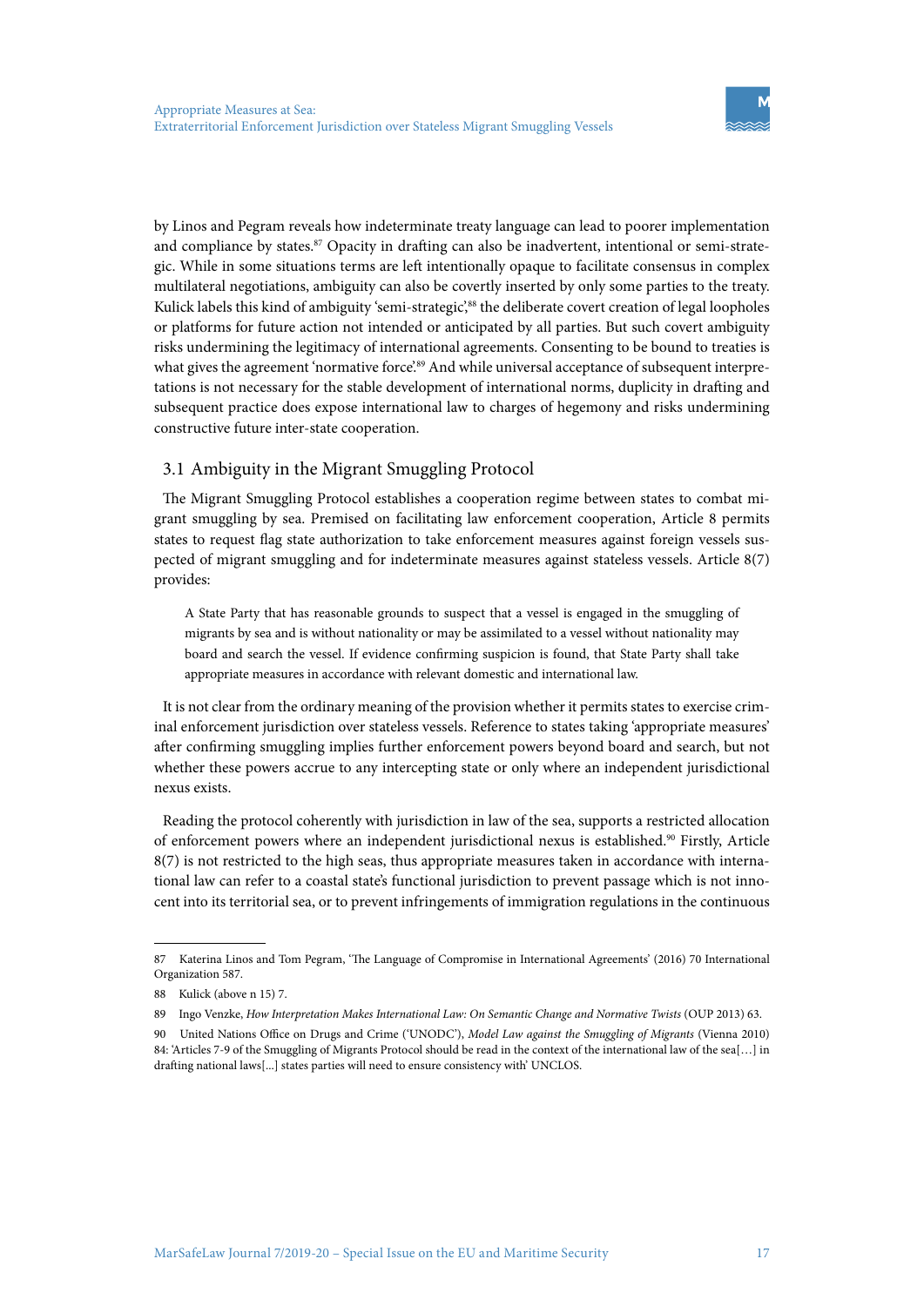by Linos and Pegram reveals how indeterminate treaty language can lead to poorer implementation and compliance by states.[87] Opacity in drafting can also be inadvertent, intentional or semi-strategic. While in some situations terms are left intentionally opaque to facilitate consensus in complex multilateral negotiations, ambiguity can also be covertly inserted by only some parties to the treaty. Kulick labels this kind of ambiguity 'semi-strategic',[88] the deliberate covert creation of legal loopholes or platforms for future action not intended or anticipated by all parties. But such covert ambiguity risks undermining the legitimacy of international agreements. Consenting to be bound to treaties is what gives the agreement 'normative force'.[89] And while universal acceptance of subsequent interpretations is not necessary for the stable development of international norms, duplicity in drafting and subsequent practice does expose international law to charges of hegemony and risks undermining constructive future inter-state cooperation.

## 3.1 Ambiguity in the Migrant Smuggling Protocol

The Migrant Smuggling Protocol establishes a cooperation regime between states to combat migrant smuggling by sea. Premised on facilitating law enforcement cooperation, Article 8 permits states to request flag state authorization to take enforcement measures against foreign vessels suspected of migrant smuggling and for indeterminate measures against stateless vessels. Article 8(7) provides:

> A State Party that has reasonable grounds to suspect that a vessel is engaged in the smuggling of migrants by sea and is without nationality or may be assimilated to a vessel without nationality may board and search the vessel. If evidence confirming suspicion is found, that State Party shall take appropriate measures in accordance with relevant domestic and international law.

It is not clear from the ordinary meaning of the provision whether it permits states to exercise criminal enforcement jurisdiction over stateless vessels. Reference to states taking 'appropriate measures' after confirming smuggling implies further enforcement powers beyond board and search, but not whether these powers accrue to any intercepting state or only where an independent jurisdictional nexus exists.

Reading the protocol coherently with jurisdiction in law of the sea, supports a restricted allocation of enforcement powers where an independent jurisdictional nexus is established.[90] Firstly, Article 8(7) is not restricted to the high seas, thus appropriate measures taken in accordance with international law can refer to a coastal state's functional jurisdiction to prevent passage which is not innocent into its territorial sea, or to prevent infringements of immigration regulations in the continuous

---

87 Katerina Linos and Tom Pegram, 'The Language of Compromise in International Agreements' (2016) 70 International Organization 587.

88 Kulick (above n 15) 7.

89 Ingo Venzke, *How Interpretation Makes International Law: On Semantic Change and Normative Twists* (OUP 2013) 63.

90 United Nations Office on Drugs and Crime ('UNODC'), *Model Law against the Smuggling of Migrants* (Vienna 2010) 84: 'Articles 7-9 of the Smuggling of Migrants Protocol should be read in the context of the international law of the sea[…] in drafting national laws[...] states parties will need to ensure consistency with' UNCLOS.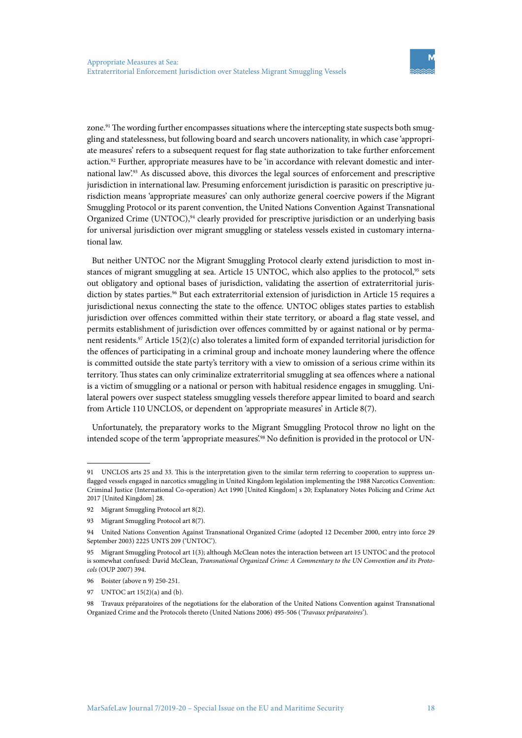zone.[91] The wording further encompasses situations where the intercepting state suspects both smuggling and statelessness, but following board and search uncovers nationality, in which case 'appropriate measures' refers to a subsequent request for flag state authorization to take further enforcement action.[92] Further, appropriate measures have to be 'in accordance with relevant domestic and international law'.[93] As discussed above, this divorces the legal sources of enforcement and prescriptive jurisdiction in international law. Presuming enforcement jurisdiction is parasitic on prescriptive jurisdiction means 'appropriate measures' can only authorize general coercive powers if the Migrant Smuggling Protocol or its parent convention, the United Nations Convention Against Transnational Organized Crime (UNTOC),[94] clearly provided for prescriptive jurisdiction or an underlying basis for universal jurisdiction over migrant smuggling or stateless vessels existed in customary international law.

But neither UNTOC nor the Migrant Smuggling Protocol clearly extend jurisdiction to most instances of migrant smuggling at sea. Article 15 UNTOC, which also applies to the protocol,[95] sets out obligatory and optional bases of jurisdiction, validating the assertion of extraterritorial jurisdiction by states parties.[96] But each extraterritorial extension of jurisdiction in Article 15 requires a jurisdictional nexus connecting the state to the offence. UNTOC obliges states parties to establish jurisdiction over offences committed within their state territory, or aboard a flag state vessel, and permits establishment of jurisdiction over offences committed by or against national or by permanent residents.[97] Article 15(2)(c) also tolerates a limited form of expanded territorial jurisdiction for the offences of participating in a criminal group and inchoate money laundering where the offence is committed outside the state party's territory with a view to omission of a serious crime within its territory. Thus states can only criminalize extraterritorial smuggling at sea offences where a national is a victim of smuggling or a national or person with habitual residence engages in smuggling. Unilateral powers over suspect stateless smuggling vessels therefore appear limited to board and search from Article 110 UNCLOS, or dependent on 'appropriate measures' in Article 8(7).

Unfortunately, the preparatory works to the Migrant Smuggling Protocol throw no light on the intended scope of the term 'appropriate measures'.[98] No definition is provided in the protocol or UN-

---

91 UNCLOS arts 25 and 33. This is the interpretation given to the similar term referring to cooperation to suppress unflagged vessels engaged in narcotics smuggling in United Kingdom legislation implementing the 1988 Narcotics Convention: Criminal Justice (International Co-operation) Act 1990 [United Kingdom] s 20; Explanatory Notes Policing and Crime Act 2017 [United Kingdom] 28.

92 Migrant Smuggling Protocol art 8(2).

93 Migrant Smuggling Protocol art 8(7).

94 United Nations Convention Against Transnational Organized Crime (adopted 12 December 2000, entry into force 29 September 2003) 2225 UNTS 209 ('UNTOC').

95 Migrant Smuggling Protocol art 1(3); although McClean notes the interaction between art 15 UNTOC and the protocol is somewhat confused: David McClean, *Transnational Organized Crime: A Commentary to the UN Convention and its Protocols* (OUP 2007) 394.

96 Boister (above n 9) 250-251.

97 UNTOC art 15(2)(a) and (b).

98 Travaux préparatoires of the negotiations for the elaboration of the United Nations Convention against Transnational Organized Crime and the Protocols thereto (United Nations 2006) 495-506 ('*Travaux préparatoires*').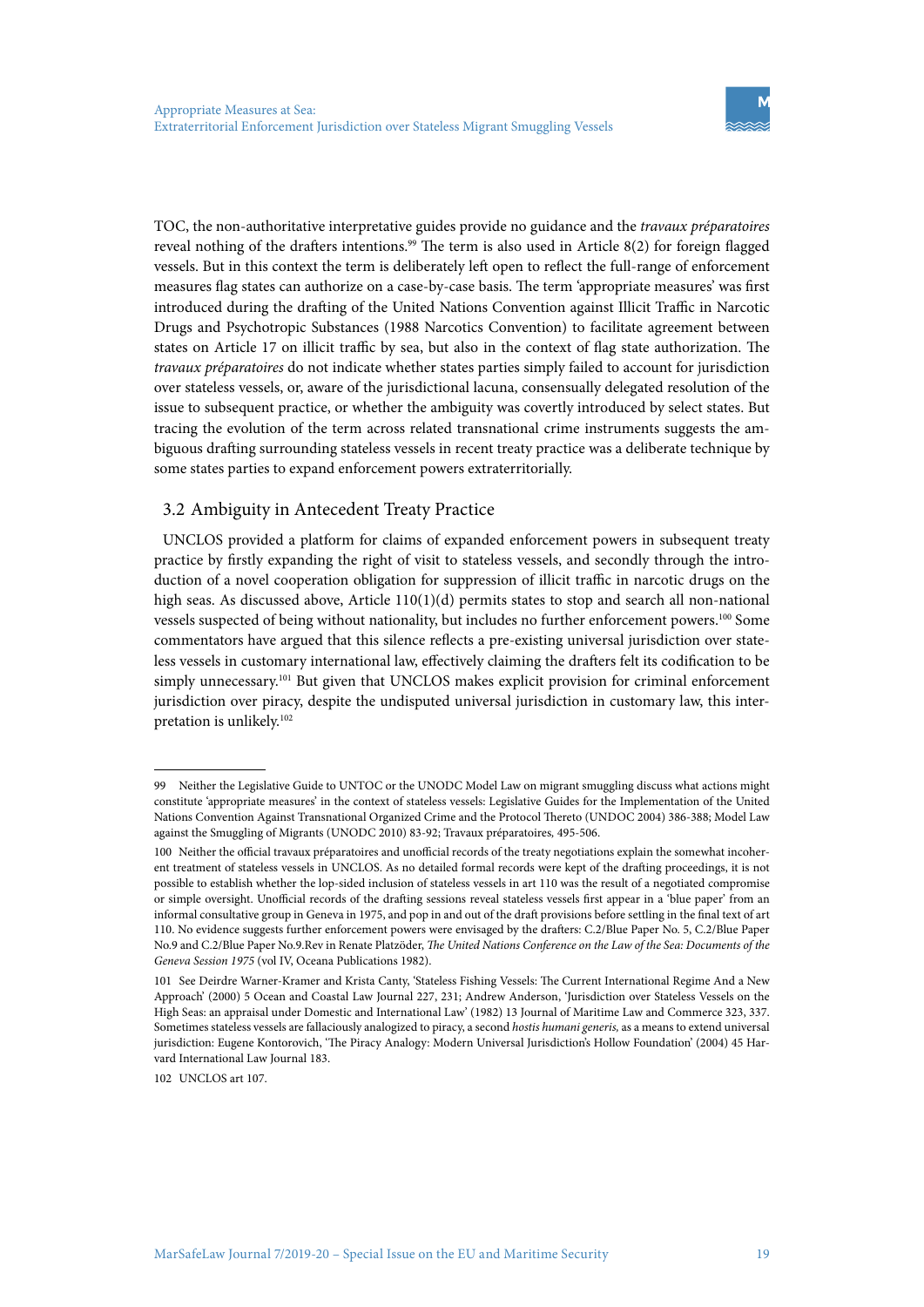TOC, the non-authoritative interpretative guides provide no guidance and the *travaux préparatoires* reveal nothing of the drafters intentions.[99] The term is also used in Article 8(2) for foreign flagged vessels. But in this context the term is deliberately left open to reflect the full-range of enforcement measures flag states can authorize on a case-by-case basis. The term 'appropriate measures' was first introduced during the drafting of the United Nations Convention against Illicit Traffic in Narcotic Drugs and Psychotropic Substances (1988 Narcotics Convention) to facilitate agreement between states on Article 17 on illicit traffic by sea, but also in the context of flag state authorization. The *travaux préparatoires* do not indicate whether states parties simply failed to account for jurisdiction over stateless vessels, or, aware of the jurisdictional lacuna, consensually delegated resolution of the issue to subsequent practice, or whether the ambiguity was covertly introduced by select states. But tracing the evolution of the term across related transnational crime instruments suggests the ambiguous drafting surrounding stateless vessels in recent treaty practice was a deliberate technique by some states parties to expand enforcement powers extraterritorially.

## 3.2 Ambiguity in Antecedent Treaty Practice

UNCLOS provided a platform for claims of expanded enforcement powers in subsequent treaty practice by firstly expanding the right of visit to stateless vessels, and secondly through the introduction of a novel cooperation obligation for suppression of illicit traffic in narcotic drugs on the high seas. As discussed above, Article 110(1)(d) permits states to stop and search all non-national vessels suspected of being without nationality, but includes no further enforcement powers.[100] Some commentators have argued that this silence reflects a pre-existing universal jurisdiction over stateless vessels in customary international law, effectively claiming the drafters felt its codification to be simply unnecessary.[101] But given that UNCLOS makes explicit provision for criminal enforcement jurisdiction over piracy, despite the undisputed universal jurisdiction in customary law, this interpretation is unlikely.[102]

---

99 Neither the Legislative Guide to UNTOC or the UNODC Model Law on migrant smuggling discuss what actions might constitute 'appropriate measures' in the context of stateless vessels: Legislative Guides for the Implementation of the United Nations Convention Against Transnational Organized Crime and the Protocol Thereto (UNDOC 2004) 386-388; Model Law against the Smuggling of Migrants (UNODC 2010) 83-92; Travaux préparatoires, 495-506.

100 Neither the official travaux préparatoires and unofficial records of the treaty negotiations explain the somewhat incoherent treatment of stateless vessels in UNCLOS. As no detailed formal records were kept of the drafting proceedings, it is not possible to establish whether the lop-sided inclusion of stateless vessels in art 110 was the result of a negotiated compromise or simple oversight. Unofficial records of the drafting sessions reveal stateless vessels first appear in a 'blue paper' from an informal consultative group in Geneva in 1975, and pop in and out of the draft provisions before settling in the final text of art 110. No evidence suggests further enforcement powers were envisaged by the drafters: C.2/Blue Paper No. 5, C.2/Blue Paper No.9 and C.2/Blue Paper No.9.Rev in Renate Platzöder, *The United Nations Conference on the Law of the Sea: Documents of the Geneva Session 1975* (vol IV, Oceana Publications 1982).

101 See Deirdre Warner-Kramer and Krista Canty, 'Stateless Fishing Vessels: The Current International Regime And a New Approach' (2000) 5 Ocean and Coastal Law Journal 227, 231; Andrew Anderson, 'Jurisdiction over Stateless Vessels on the High Seas: an appraisal under Domestic and International Law' (1982) 13 Journal of Maritime Law and Commerce 323, 337. Sometimes stateless vessels are fallaciously analogized to piracy, a second *hostis humani generis,* as a means to extend universal jurisdiction: Eugene Kontorovich, 'The Piracy Analogy: Modern Universal Jurisdiction's Hollow Foundation' (2004) 45 Harvard International Law Journal 183.

102 UNCLOS art 107.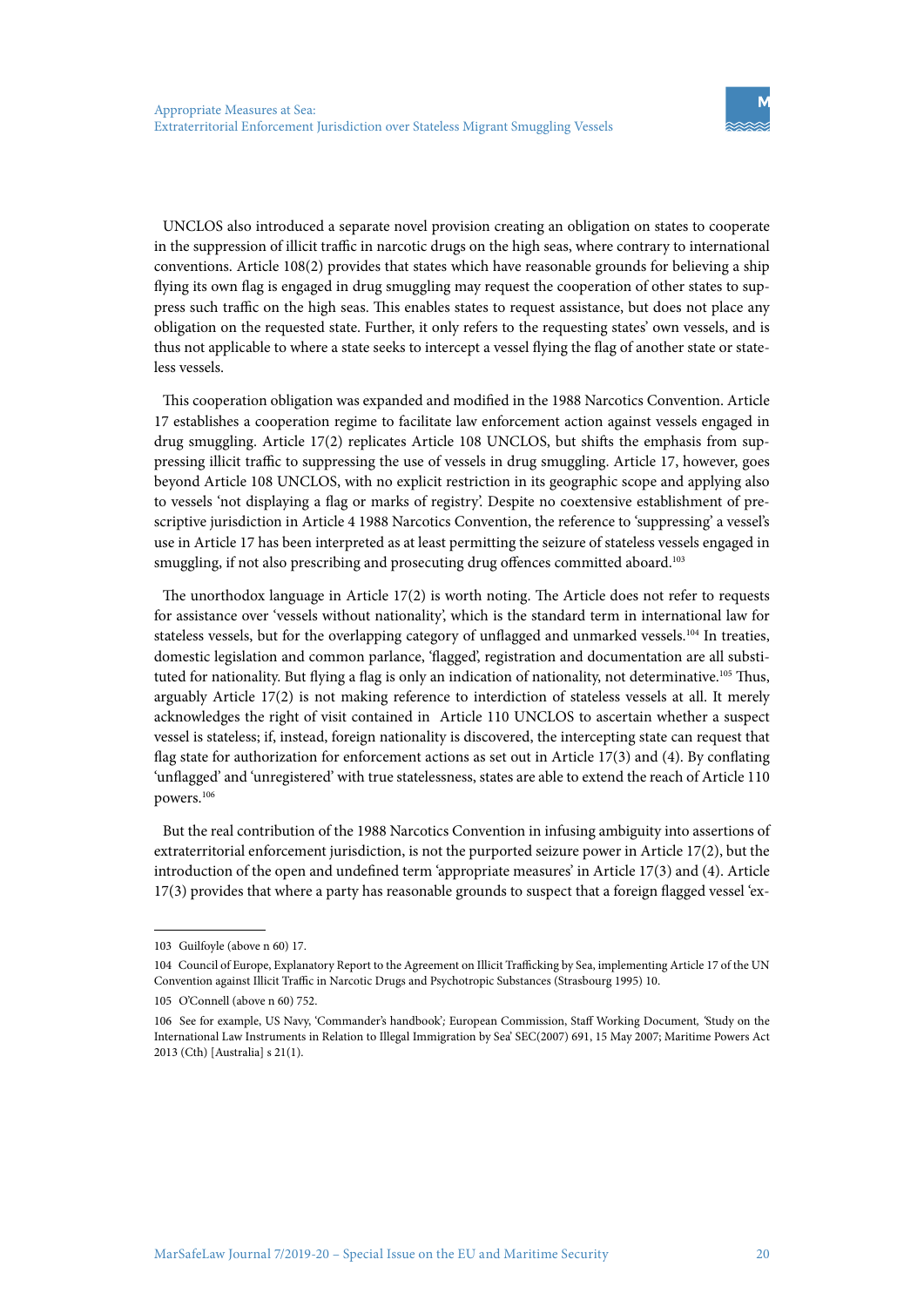UNCLOS also introduced a separate novel provision creating an obligation on states to cooperate in the suppression of illicit traffic in narcotic drugs on the high seas, where contrary to international conventions. Article 108(2) provides that states which have reasonable grounds for believing a ship flying its own flag is engaged in drug smuggling may request the cooperation of other states to suppress such traffic on the high seas. This enables states to request assistance, but does not place any obligation on the requested state. Further, it only refers to the requesting states' own vessels, and is thus not applicable to where a state seeks to intercept a vessel flying the flag of another state or stateless vessels.

This cooperation obligation was expanded and modified in the 1988 Narcotics Convention. Article 17 establishes a cooperation regime to facilitate law enforcement action against vessels engaged in drug smuggling. Article 17(2) replicates Article 108 UNCLOS, but shifts the emphasis from suppressing illicit traffic to suppressing the use of vessels in drug smuggling. Article 17, however, goes beyond Article 108 UNCLOS, with no explicit restriction in its geographic scope and applying also to vessels 'not displaying a flag or marks of registry'. Despite no coextensive establishment of prescriptive jurisdiction in Article 4 1988 Narcotics Convention, the reference to 'suppressing' a vessel's use in Article 17 has been interpreted as at least permitting the seizure of stateless vessels engaged in smuggling, if not also prescribing and prosecuting drug offences committed aboard.[103]

The unorthodox language in Article 17(2) is worth noting. The Article does not refer to requests for assistance over 'vessels without nationality', which is the standard term in international law for stateless vessels, but for the overlapping category of unflagged and unmarked vessels.[104] In treaties, domestic legislation and common parlance, 'flagged', registration and documentation are all substituted for nationality. But flying a flag is only an indication of nationality, not determinative.[105] Thus, arguably Article 17(2) is not making reference to interdiction of stateless vessels at all. It merely acknowledges the right of visit contained in Article 110 UNCLOS to ascertain whether a suspect vessel is stateless; if, instead, foreign nationality is discovered, the intercepting state can request that flag state for authorization for enforcement actions as set out in Article 17(3) and (4). By conflating 'unflagged' and 'unregistered' with true statelessness, states are able to extend the reach of Article 110 powers.[106]

But the real contribution of the 1988 Narcotics Convention in infusing ambiguity into assertions of extraterritorial enforcement jurisdiction, is not the purported seizure power in Article 17(2), but the introduction of the open and undefined term 'appropriate measures' in Article 17(3) and (4). Article 17(3) provides that where a party has reasonable grounds to suspect that a foreign flagged vessel 'ex-

---

103 Guilfoyle (above n 60) 17.

104 Council of Europe, Explanatory Report to the Agreement on Illicit Trafficking by Sea, implementing Article 17 of the UN Convention against Illicit Traffic in Narcotic Drugs and Psychotropic Substances (Strasbourg 1995) 10.

105 O'Connell (above n 60) 752.

106 See for example, US Navy, 'Commander's handbook'; European Commission, Staff Working Document, 'Study on the International Law Instruments in Relation to Illegal Immigration by Sea' SEC(2007) 691, 15 May 2007; Maritime Powers Act 2013 (Cth) [Australia] s 21(1).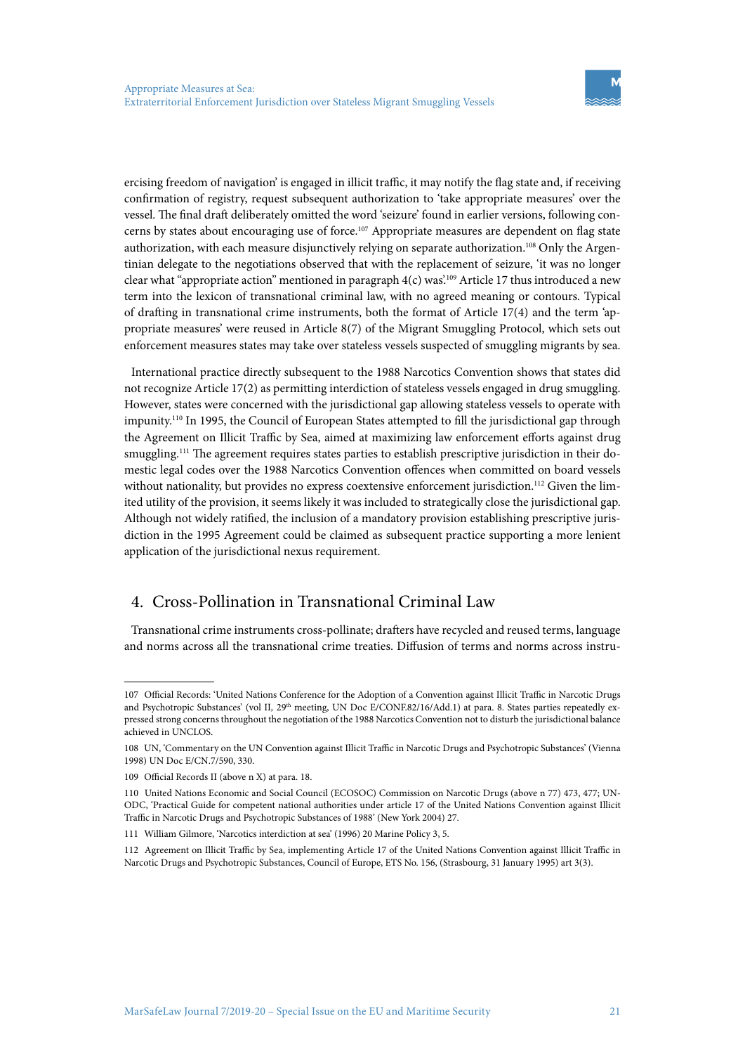ercising freedom of navigation' is engaged in illicit traffic, it may notify the flag state and, if receiving confirmation of registry, request subsequent authorization to 'take appropriate measures' over the vessel. The final draft deliberately omitted the word 'seizure' found in earlier versions, following concerns by states about encouraging use of force.[107] Appropriate measures are dependent on flag state authorization, with each measure disjunctively relying on separate authorization.[108] Only the Argentinian delegate to the negotiations observed that with the replacement of seizure, 'it was no longer clear what "appropriate action" mentioned in paragraph 4(c) was'.[109] Article 17 thus introduced a new term into the lexicon of transnational criminal law, with no agreed meaning or contours. Typical of drafting in transnational crime instruments, both the format of Article 17(4) and the term 'appropriate measures' were reused in Article 8(7) of the Migrant Smuggling Protocol, which sets out enforcement measures states may take over stateless vessels suspected of smuggling migrants by sea.

International practice directly subsequent to the 1988 Narcotics Convention shows that states did not recognize Article 17(2) as permitting interdiction of stateless vessels engaged in drug smuggling. However, states were concerned with the jurisdictional gap allowing stateless vessels to operate with impunity.[110] In 1995, the Council of European States attempted to fill the jurisdictional gap through the Agreement on Illicit Traffic by Sea, aimed at maximizing law enforcement efforts against drug smuggling.[111] The agreement requires states parties to establish prescriptive jurisdiction in their domestic legal codes over the 1988 Narcotics Convention offences when committed on board vessels without nationality, but provides no express coextensive enforcement jurisdiction.[112] Given the limited utility of the provision, it seems likely it was included to strategically close the jurisdictional gap. Although not widely ratified, the inclusion of a mandatory provision establishing prescriptive jurisdiction in the 1995 Agreement could be claimed as subsequent practice supporting a more lenient application of the jurisdictional nexus requirement.

## 4. Cross-Pollination in Transnational Criminal Law

Transnational crime instruments cross-pollinate; drafters have recycled and reused terms, language and norms across all the transnational crime treaties. Diffusion of terms and norms across instru-

---

107 Official Records: 'United Nations Conference for the Adoption of a Convention against Illicit Traffic in Narcotic Drugs and Psychotropic Substances' (vol II, 29th meeting, UN Doc E/CONF.82/16/Add.1) at para. 8. States parties repeatedly expressed strong concerns throughout the negotiation of the 1988 Narcotics Convention not to disturb the jurisdictional balance achieved in UNCLOS.

108 UN, 'Commentary on the UN Convention against Illicit Traffic in Narcotic Drugs and Psychotropic Substances' (Vienna 1998) UN Doc E/CN.7/590, 330.

109 Official Records II (above n X) at para. 18.

110 United Nations Economic and Social Council (ECOSOC) Commission on Narcotic Drugs (above n 77) 473, 477; UNODC, 'Practical Guide for competent national authorities under article 17 of the United Nations Convention against Illicit Traffic in Narcotic Drugs and Psychotropic Substances of 1988' (New York 2004) 27.

111 William Gilmore, 'Narcotics interdiction at sea' (1996) 20 Marine Policy 3, 5.

112 Agreement on Illicit Traffic by Sea, implementing Article 17 of the United Nations Convention against Illicit Traffic in Narcotic Drugs and Psychotropic Substances, Council of Europe, ETS No. 156, (Strasbourg, 31 January 1995) art 3(3).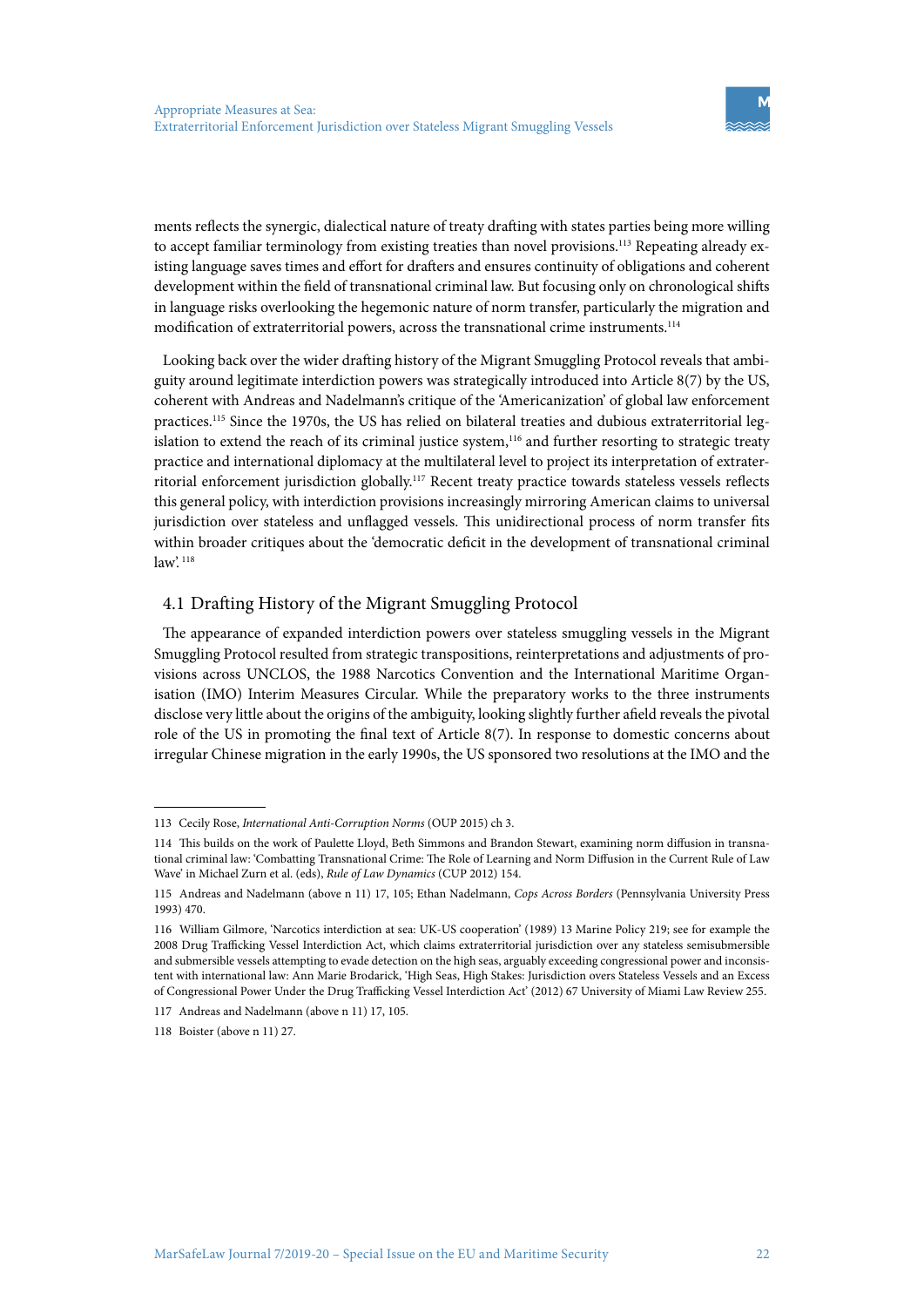ments reflects the synergic, dialectical nature of treaty drafting with states parties being more willing to accept familiar terminology from existing treaties than novel provisions.[113] Repeating already existing language saves times and effort for drafters and ensures continuity of obligations and coherent development within the field of transnational criminal law. But focusing only on chronological shifts in language risks overlooking the hegemonic nature of norm transfer, particularly the migration and modification of extraterritorial powers, across the transnational crime instruments.[114]

Looking back over the wider drafting history of the Migrant Smuggling Protocol reveals that ambiguity around legitimate interdiction powers was strategically introduced into Article 8(7) by the US, coherent with Andreas and Nadelmann's critique of the 'Americanization' of global law enforcement practices.[115] Since the 1970s, the US has relied on bilateral treaties and dubious extraterritorial legislation to extend the reach of its criminal justice system,[116] and further resorting to strategic treaty practice and international diplomacy at the multilateral level to project its interpretation of extraterritorial enforcement jurisdiction globally.[117] Recent treaty practice towards stateless vessels reflects this general policy, with interdiction provisions increasingly mirroring American claims to universal jurisdiction over stateless and unflagged vessels. This unidirectional process of norm transfer fits within broader critiques about the 'democratic deficit in the development of transnational criminal law'.[118]

## 4.1 Drafting History of the Migrant Smuggling Protocol

The appearance of expanded interdiction powers over stateless smuggling vessels in the Migrant Smuggling Protocol resulted from strategic transpositions, reinterpretations and adjustments of provisions across UNCLOS, the 1988 Narcotics Convention and the International Maritime Organisation (IMO) Interim Measures Circular. While the preparatory works to the three instruments disclose very little about the origins of the ambiguity, looking slightly further afield reveals the pivotal role of the US in promoting the final text of Article 8(7). In response to domestic concerns about irregular Chinese migration in the early 1990s, the US sponsored two resolutions at the IMO and the

---

113 Cecily Rose, *International Anti-Corruption Norms* (OUP 2015) ch 3.

114 This builds on the work of Paulette Lloyd, Beth Simmons and Brandon Stewart, examining norm diffusion in transnational criminal law: 'Combatting Transnational Crime: The Role of Learning and Norm Diffusion in the Current Rule of Law Wave' in Michael Zurn et al. (eds), *Rule of Law Dynamics* (CUP 2012) 154.

115 Andreas and Nadelmann (above n 11) 17, 105; Ethan Nadelmann, *Cops Across Borders* (Pennsylvania University Press 1993) 470.

116 William Gilmore, 'Narcotics interdiction at sea: UK-US cooperation' (1989) 13 Marine Policy 219; see for example the 2008 Drug Trafficking Vessel Interdiction Act, which claims extraterritorial jurisdiction over any stateless semisubmersible and submersible vessels attempting to evade detection on the high seas, arguably exceeding congressional power and inconsistent with international law: Ann Marie Brodarick, 'High Seas, High Stakes: Jurisdiction overs Stateless Vessels and an Excess of Congressional Power Under the Drug Trafficking Vessel Interdiction Act' (2012) 67 University of Miami Law Review 255.

117 Andreas and Nadelmann (above n 11) 17, 105.

118 Boister (above n 11) 27.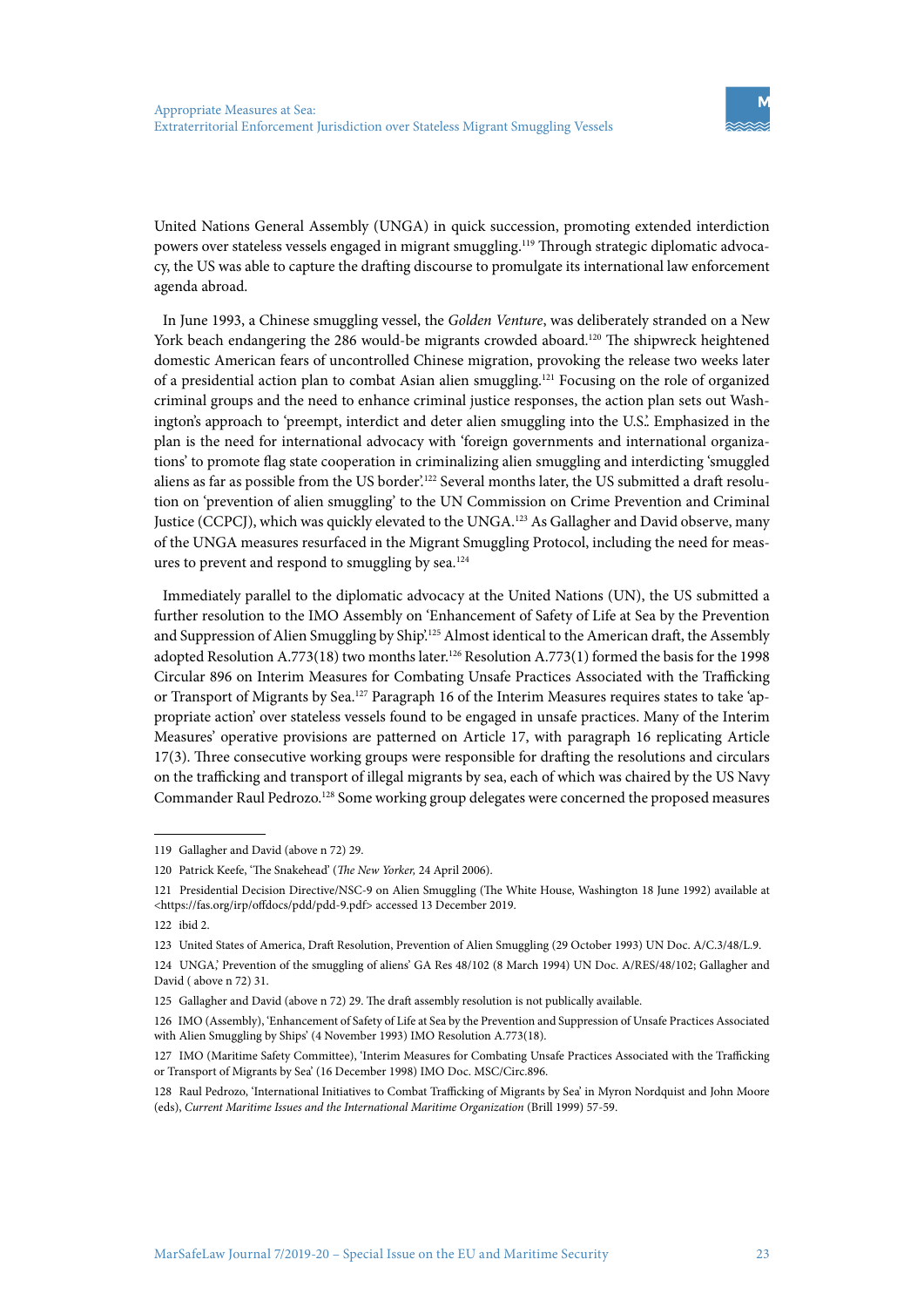United Nations General Assembly (UNGA) in quick succession, promoting extended interdiction powers over stateless vessels engaged in migrant smuggling.[119] Through strategic diplomatic advocacy, the US was able to capture the drafting discourse to promulgate its international law enforcement agenda abroad.

In June 1993, a Chinese smuggling vessel, the *Golden Venture*, was deliberately stranded on a New York beach endangering the 286 would-be migrants crowded aboard.[120] The shipwreck heightened domestic American fears of uncontrolled Chinese migration, provoking the release two weeks later of a presidential action plan to combat Asian alien smuggling.[121] Focusing on the role of organized criminal groups and the need to enhance criminal justice responses, the action plan sets out Washington's approach to 'preempt, interdict and deter alien smuggling into the U.S.'. Emphasized in the plan is the need for international advocacy with 'foreign governments and international organizations' to promote flag state cooperation in criminalizing alien smuggling and interdicting 'smuggled aliens as far as possible from the US border'.[122] Several months later, the US submitted a draft resolution on 'prevention of alien smuggling' to the UN Commission on Crime Prevention and Criminal Justice (CCPCJ), which was quickly elevated to the UNGA.[123] As Gallagher and David observe, many of the UNGA measures resurfaced in the Migrant Smuggling Protocol, including the need for measures to prevent and respond to smuggling by sea.[124]

Immediately parallel to the diplomatic advocacy at the United Nations (UN), the US submitted a further resolution to the IMO Assembly on 'Enhancement of Safety of Life at Sea by the Prevention and Suppression of Alien Smuggling by Ship'.[125] Almost identical to the American draft, the Assembly adopted Resolution A.773(18) two months later.[126] Resolution A.773(1) formed the basis for the 1998 Circular 896 on Interim Measures for Combating Unsafe Practices Associated with the Trafficking or Transport of Migrants by Sea.[127] Paragraph 16 of the Interim Measures requires states to take 'appropriate action' over stateless vessels found to be engaged in unsafe practices. Many of the Interim Measures' operative provisions are patterned on Article 17, with paragraph 16 replicating Article 17(3). Three consecutive working groups were responsible for drafting the resolutions and circulars on the trafficking and transport of illegal migrants by sea, each of which was chaired by the US Navy Commander Raul Pedrozo.[128] Some working group delegates were concerned the proposed measures

---

119 Gallagher and David (above n 72) 29.

120 Patrick Keefe, 'The Snakehead' (*The New Yorker*, 24 April 2006).

121 Presidential Decision Directive/NSC-9 on Alien Smuggling (The White House, Washington 18 June 1992) available at <https://fas.org/irp/offdocs/pdd/pdd-9.pdf> accessed 13 December 2019.

122 ibid 2.

123 United States of America, Draft Resolution, Prevention of Alien Smuggling (29 October 1993) UN Doc. A/C.3/48/L.9.

124 UNGA,' Prevention of the smuggling of aliens' GA Res 48/102 (8 March 1994) UN Doc. A/RES/48/102; Gallagher and David ( above n 72) 31.

125 Gallagher and David (above n 72) 29. The draft assembly resolution is not publically available.

126 IMO (Assembly), 'Enhancement of Safety of Life at Sea by the Prevention and Suppression of Unsafe Practices Associated with Alien Smuggling by Ships' (4 November 1993) IMO Resolution A.773(18).

127 IMO (Maritime Safety Committee), 'Interim Measures for Combating Unsafe Practices Associated with the Trafficking or Transport of Migrants by Sea' (16 December 1998) IMO Doc. MSC/Circ.896.

128 Raul Pedrozo, 'International Initiatives to Combat Trafficking of Migrants by Sea' in Myron Nordquist and John Moore (eds), *Current Maritime Issues and the International Maritime Organization* (Brill 1999) 57-59.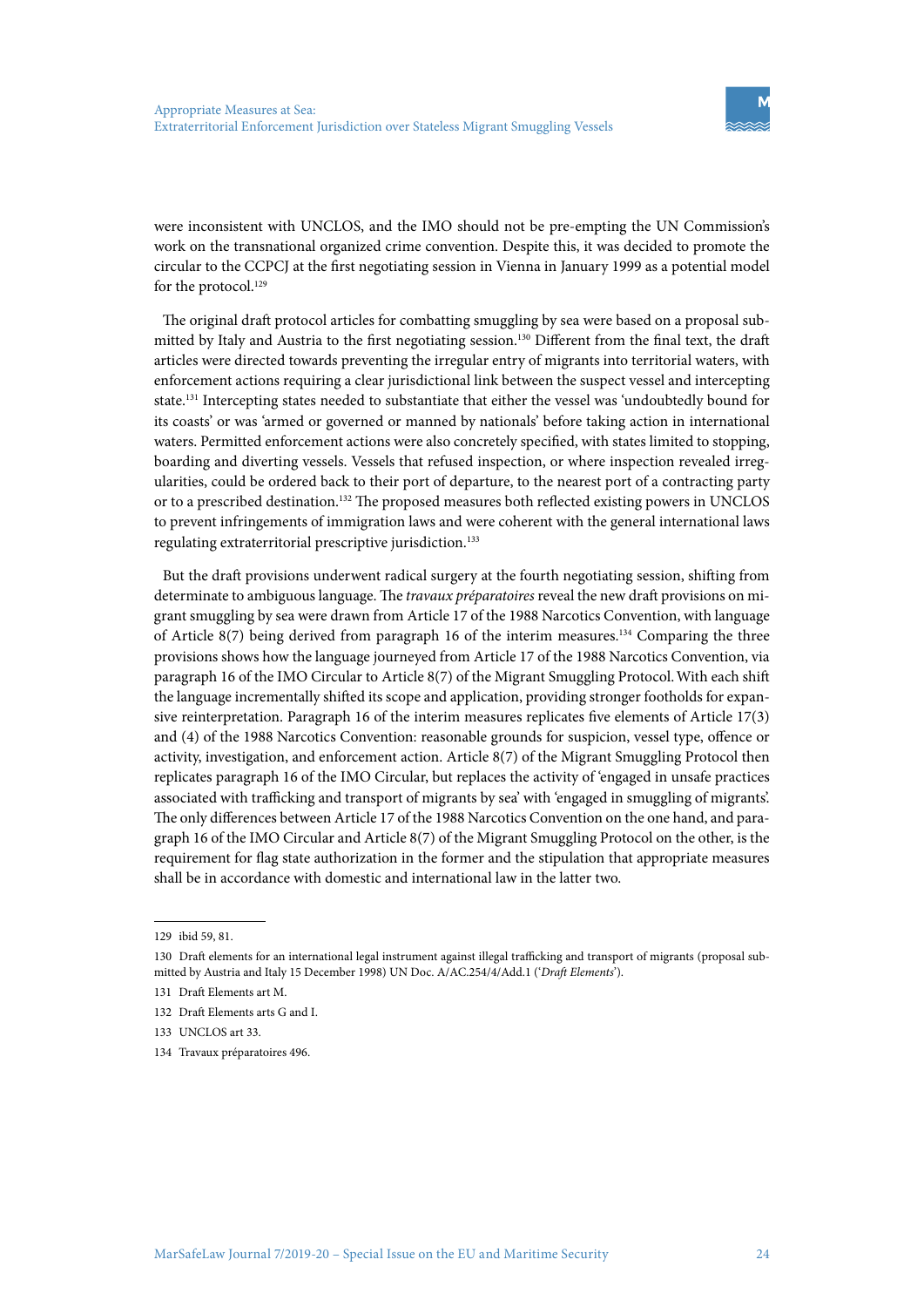were inconsistent with UNCLOS, and the IMO should not be pre-empting the UN Commission's work on the transnational organized crime convention. Despite this, it was decided to promote the circular to the CCPCJ at the first negotiating session in Vienna in January 1999 as a potential model for the protocol.[129]

The original draft protocol articles for combatting smuggling by sea were based on a proposal submitted by Italy and Austria to the first negotiating session.[130] Different from the final text, the draft articles were directed towards preventing the irregular entry of migrants into territorial waters, with enforcement actions requiring a clear jurisdictional link between the suspect vessel and intercepting state.[131] Intercepting states needed to substantiate that either the vessel was 'undoubtedly bound for its coasts' or was 'armed or governed or manned by nationals' before taking action in international waters. Permitted enforcement actions were also concretely specified, with states limited to stopping, boarding and diverting vessels. Vessels that refused inspection, or where inspection revealed irregularities, could be ordered back to their port of departure, to the nearest port of a contracting party or to a prescribed destination.[132] The proposed measures both reflected existing powers in UNCLOS to prevent infringements of immigration laws and were coherent with the general international laws regulating extraterritorial prescriptive jurisdiction.[133]

But the draft provisions underwent radical surgery at the fourth negotiating session, shifting from determinate to ambiguous language. The *travaux préparatoires* reveal the new draft provisions on migrant smuggling by sea were drawn from Article 17 of the 1988 Narcotics Convention, with language of Article 8(7) being derived from paragraph 16 of the interim measures.[134] Comparing the three provisions shows how the language journeyed from Article 17 of the 1988 Narcotics Convention, via paragraph 16 of the IMO Circular to Article 8(7) of the Migrant Smuggling Protocol. With each shift the language incrementally shifted its scope and application, providing stronger footholds for expansive reinterpretation. Paragraph 16 of the interim measures replicates five elements of Article 17(3) and (4) of the 1988 Narcotics Convention: reasonable grounds for suspicion, vessel type, offence or activity, investigation, and enforcement action. Article 8(7) of the Migrant Smuggling Protocol then replicates paragraph 16 of the IMO Circular, but replaces the activity of 'engaged in unsafe practices associated with trafficking and transport of migrants by sea' with 'engaged in smuggling of migrants'. The only differences between Article 17 of the 1988 Narcotics Convention on the one hand, and paragraph 16 of the IMO Circular and Article 8(7) of the Migrant Smuggling Protocol on the other, is the requirement for flag state authorization in the former and the stipulation that appropriate measures shall be in accordance with domestic and international law in the latter two.

---

129 ibid 59, 81.

130 Draft elements for an international legal instrument against illegal trafficking and transport of migrants (proposal submitted by Austria and Italy 15 December 1998) UN Doc. A/AC.254/4/Add.1 ('*Draft Elements*').

131 Draft Elements art M.

132 Draft Elements arts G and I.

133 UNCLOS art 33.

134 Travaux préparatoires 496.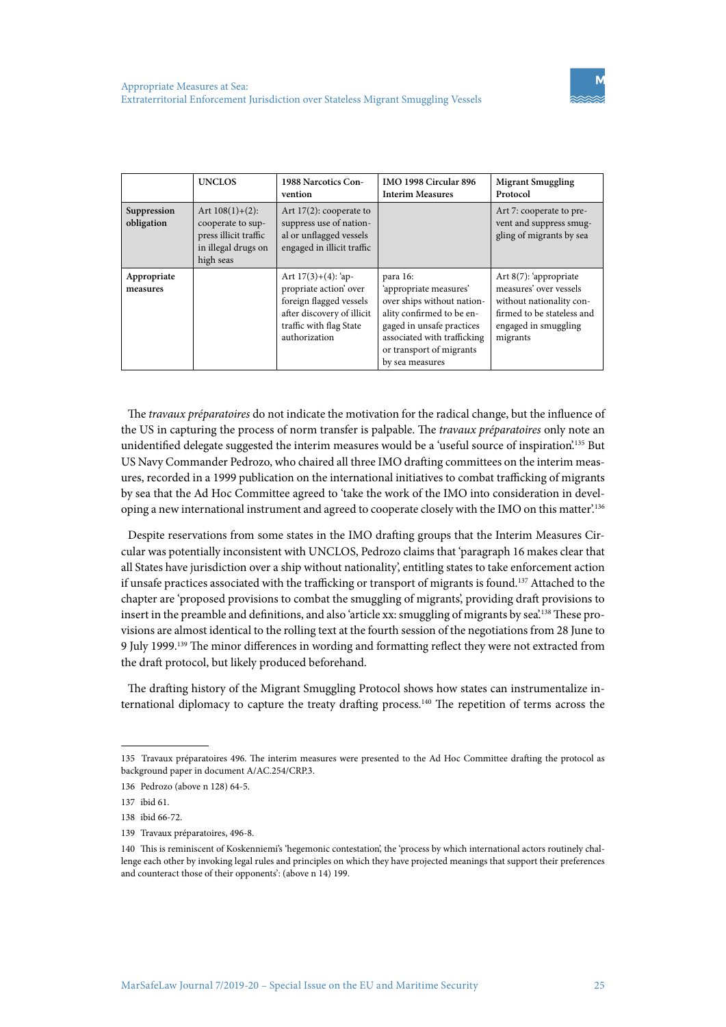| | UNCLOS | 1988 Narcotics Convention | IMO 1998 Circular 896 Interim Measures | Migrant Smuggling Protocol |
|---|---|---|---|---|
| **Suppression obligation** | Art 108(1)+(2): cooperate to suppress illicit traffic in illegal drugs on high seas | Art 17(2): cooperate to suppress use of national or unflagged vessels engaged in illicit traffic | | Art 7: cooperate to prevent and suppress smuggling of migrants by sea |
| **Appropriate measures** | | Art 17(3)+(4): 'appropriate action' over foreign flagged vessels after discovery of illicit traffic with flag State authorization | para 16: 'appropriate measures' over ships without nationality confirmed to be engaged in unsafe practices associated with trafficking or transport of migrants by sea measures | Art 8(7): 'appropriate measures' over vessels without nationality confirmed to be stateless and engaged in smuggling migrants |

The *travaux préparatoires* do not indicate the motivation for the radical change, but the influence of the US in capturing the process of norm transfer is palpable. The *travaux préparatoires* only note an unidentified delegate suggested the interim measures would be a 'useful source of inspiration'.[135] But US Navy Commander Pedrozo, who chaired all three IMO drafting committees on the interim measures, recorded in a 1999 publication on the international initiatives to combat trafficking of migrants by sea that the Ad Hoc Committee agreed to 'take the work of the IMO into consideration in developing a new international instrument and agreed to cooperate closely with the IMO on this matter'.[136]

Despite reservations from some states in the IMO drafting groups that the Interim Measures Circular was potentially inconsistent with UNCLOS, Pedrozo claims that 'paragraph 16 makes clear that all States have jurisdiction over a ship without nationality', entitling states to take enforcement action if unsafe practices associated with the trafficking or transport of migrants is found.[137] Attached to the chapter are 'proposed provisions to combat the smuggling of migrants', providing draft provisions to insert in the preamble and definitions, and also 'article xx: smuggling of migrants by sea'.[138] These provisions are almost identical to the rolling text at the fourth session of the negotiations from 28 June to 9 July 1999.[139] The minor differences in wording and formatting reflect they were not extracted from the draft protocol, but likely produced beforehand.

The drafting history of the Migrant Smuggling Protocol shows how states can instrumentalize international diplomacy to capture the treaty drafting process.[140] The repetition of terms across the

---

135 Travaux préparatoires 496. The interim measures were presented to the Ad Hoc Committee drafting the protocol as background paper in document A/AC.254/CRP.3.

136 Pedrozo (above n 128) 64-5.

137 ibid 61.

138 ibid 66-72.

139 Travaux préparatoires, 496-8.

140 This is reminiscent of Koskenniemi's 'hegemonic contestation', the 'process by which international actors routinely challenge each other by invoking legal rules and principles on which they have projected meanings that support their preferences and counteract those of their opponents': (above n 14) 199.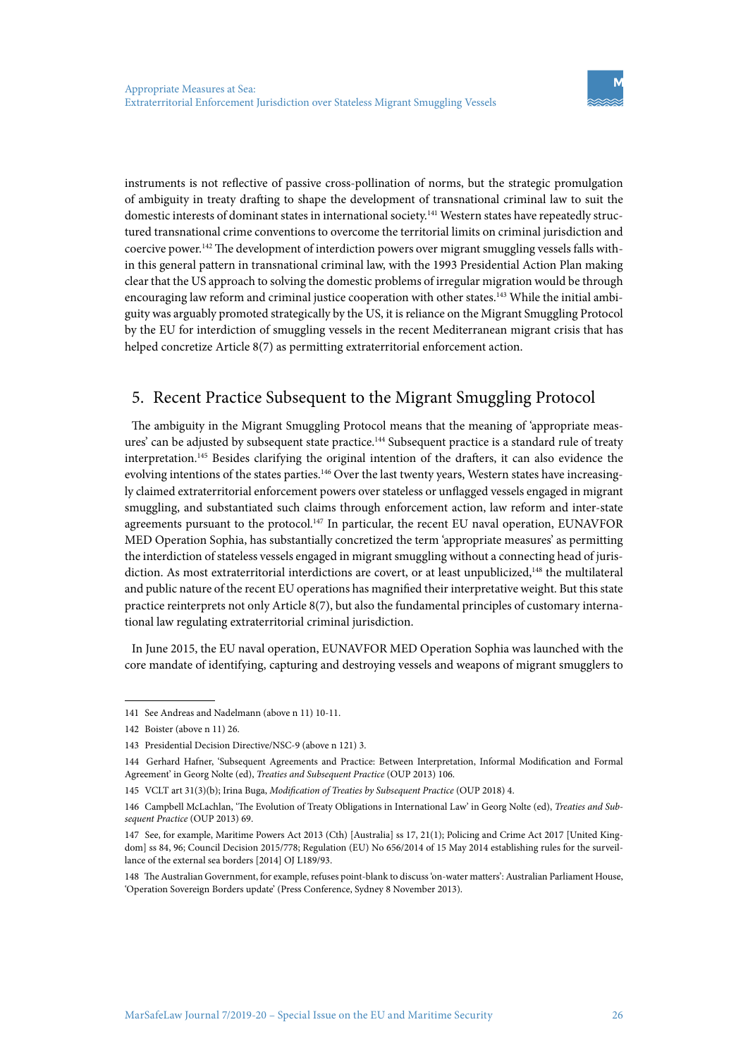instruments is not reflective of passive cross-pollination of norms, but the strategic promulgation of ambiguity in treaty drafting to shape the development of transnational criminal law to suit the domestic interests of dominant states in international society.[141] Western states have repeatedly structured transnational crime conventions to overcome the territorial limits on criminal jurisdiction and coercive power.[142] The development of interdiction powers over migrant smuggling vessels falls within this general pattern in transnational criminal law, with the 1993 Presidential Action Plan making clear that the US approach to solving the domestic problems of irregular migration would be through encouraging law reform and criminal justice cooperation with other states.[143] While the initial ambiguity was arguably promoted strategically by the US, it is reliance on the Migrant Smuggling Protocol by the EU for interdiction of smuggling vessels in the recent Mediterranean migrant crisis that has helped concretize Article 8(7) as permitting extraterritorial enforcement action.

## 5. Recent Practice Subsequent to the Migrant Smuggling Protocol

The ambiguity in the Migrant Smuggling Protocol means that the meaning of 'appropriate measures' can be adjusted by subsequent state practice.[144] Subsequent practice is a standard rule of treaty interpretation.[145] Besides clarifying the original intention of the drafters, it can also evidence the evolving intentions of the states parties.[146] Over the last twenty years, Western states have increasingly claimed extraterritorial enforcement powers over stateless or unflagged vessels engaged in migrant smuggling, and substantiated such claims through enforcement action, law reform and inter-state agreements pursuant to the protocol.[147] In particular, the recent EU naval operation, EUNAVFOR MED Operation Sophia, has substantially concretized the term 'appropriate measures' as permitting the interdiction of stateless vessels engaged in migrant smuggling without a connecting head of jurisdiction. As most extraterritorial interdictions are covert, or at least unpublicized,[148] the multilateral and public nature of the recent EU operations has magnified their interpretative weight. But this state practice reinterprets not only Article 8(7), but also the fundamental principles of customary international law regulating extraterritorial criminal jurisdiction.

In June 2015, the EU naval operation, EUNAVFOR MED Operation Sophia was launched with the core mandate of identifying, capturing and destroying vessels and weapons of migrant smugglers to

---

141 See Andreas and Nadelmann (above n 11) 10-11.

142 Boister (above n 11) 26.

143 Presidential Decision Directive/NSC-9 (above n 121) 3.

144 Gerhard Hafner, 'Subsequent Agreements and Practice: Between Interpretation, Informal Modification and Formal Agreement' in Georg Nolte (ed), *Treaties and Subsequent Practice* (OUP 2013) 106.

145 VCLT art 31(3)(b); Irina Buga, *Modification of Treaties by Subsequent Practice* (OUP 2018) 4.

146 Campbell McLachlan, 'The Evolution of Treaty Obligations in International Law' in Georg Nolte (ed), *Treaties and Subsequent Practice* (OUP 2013) 69.

147 See, for example, Maritime Powers Act 2013 (Cth) [Australia] ss 17, 21(1); Policing and Crime Act 2017 [United Kingdom] ss 84, 96; Council Decision 2015/778; Regulation (EU) No 656/2014 of 15 May 2014 establishing rules for the surveillance of the external sea borders [2014] OJ L189/93.

148 The Australian Government, for example, refuses point-blank to discuss 'on-water matters': Australian Parliament House, 'Operation Sovereign Borders update' (Press Conference, Sydney 8 November 2013).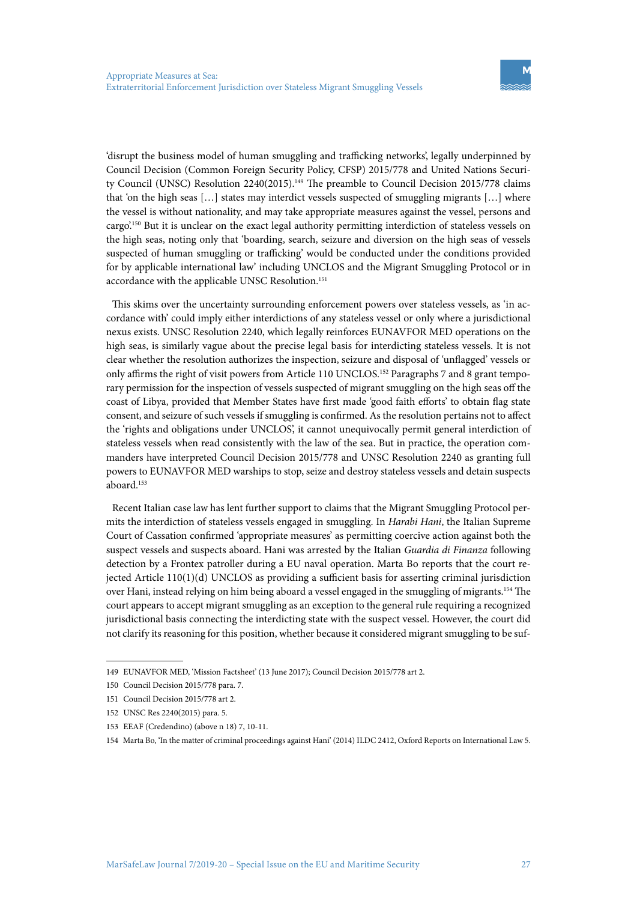'disrupt the business model of human smuggling and trafficking networks', legally underpinned by Council Decision (Common Foreign Security Policy, CFSP) 2015/778 and United Nations Security Council (UNSC) Resolution 2240(2015).[149] The preamble to Council Decision 2015/778 claims that 'on the high seas […] states may interdict vessels suspected of smuggling migrants […] where the vessel is without nationality, and may take appropriate measures against the vessel, persons and cargo'.[150] But it is unclear on the exact legal authority permitting interdiction of stateless vessels on the high seas, noting only that 'boarding, search, seizure and diversion on the high seas of vessels suspected of human smuggling or trafficking' would be conducted under the conditions provided for by applicable international law' including UNCLOS and the Migrant Smuggling Protocol or in accordance with the applicable UNSC Resolution.[151]

This skims over the uncertainty surrounding enforcement powers over stateless vessels, as 'in accordance with' could imply either interdictions of any stateless vessel or only where a jurisdictional nexus exists. UNSC Resolution 2240, which legally reinforces EUNAVFOR MED operations on the high seas, is similarly vague about the precise legal basis for interdicting stateless vessels. It is not clear whether the resolution authorizes the inspection, seizure and disposal of 'unflagged' vessels or only affirms the right of visit powers from Article 110 UNCLOS.[152] Paragraphs 7 and 8 grant temporary permission for the inspection of vessels suspected of migrant smuggling on the high seas off the coast of Libya, provided that Member States have first made 'good faith efforts' to obtain flag state consent, and seizure of such vessels if smuggling is confirmed. As the resolution pertains not to affect the 'rights and obligations under UNCLOS', it cannot unequivocally permit general interdiction of stateless vessels when read consistently with the law of the sea. But in practice, the operation commanders have interpreted Council Decision 2015/778 and UNSC Resolution 2240 as granting full powers to EUNAVFOR MED warships to stop, seize and destroy stateless vessels and detain suspects aboard.[153]

Recent Italian case law has lent further support to claims that the Migrant Smuggling Protocol permits the interdiction of stateless vessels engaged in smuggling. In *Harabi Hani*, the Italian Supreme Court of Cassation confirmed 'appropriate measures' as permitting coercive action against both the suspect vessels and suspects aboard. Hani was arrested by the Italian *Guardia di Finanza* following detection by a Frontex patroller during a EU naval operation. Marta Bo reports that the court rejected Article 110(1)(d) UNCLOS as providing a sufficient basis for asserting criminal jurisdiction over Hani, instead relying on him being aboard a vessel engaged in the smuggling of migrants.[154] The court appears to accept migrant smuggling as an exception to the general rule requiring a recognized jurisdictional basis connecting the interdicting state with the suspect vessel. However, the court did not clarify its reasoning for this position, whether because it considered migrant smuggling to be suf-

---

149 EUNAVFOR MED, 'Mission Factsheet' (13 June 2017); Council Decision 2015/778 art 2.

150 Council Decision 2015/778 para. 7.

151 Council Decision 2015/778 art 2.

152 UNSC Res 2240(2015) para. 5.

153 EEAF (Credendino) (above n 18) 7, 10-11.

154 Marta Bo, 'In the matter of criminal proceedings against Hani' (2014) ILDC 2412, Oxford Reports on International Law 5.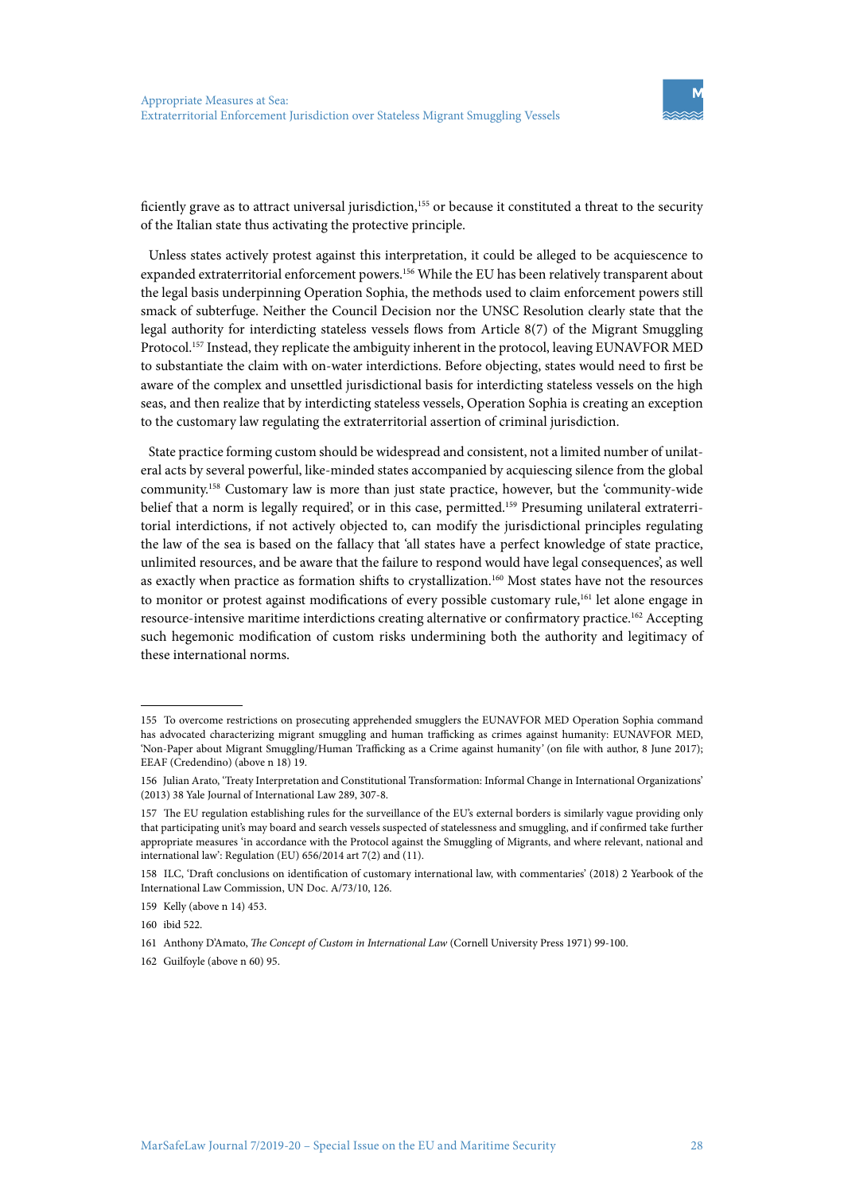ficiently grave as to attract universal jurisdiction,[155] or because it constituted a threat to the security of the Italian state thus activating the protective principle.

Unless states actively protest against this interpretation, it could be alleged to be acquiescence to expanded extraterritorial enforcement powers.[156] While the EU has been relatively transparent about the legal basis underpinning Operation Sophia, the methods used to claim enforcement powers still smack of subterfuge. Neither the Council Decision nor the UNSC Resolution clearly state that the legal authority for interdicting stateless vessels flows from Article 8(7) of the Migrant Smuggling Protocol.[157] Instead, they replicate the ambiguity inherent in the protocol, leaving EUNAVFOR MED to substantiate the claim with on-water interdictions. Before objecting, states would need to first be aware of the complex and unsettled jurisdictional basis for interdicting stateless vessels on the high seas, and then realize that by interdicting stateless vessels, Operation Sophia is creating an exception to the customary law regulating the extraterritorial assertion of criminal jurisdiction.

State practice forming custom should be widespread and consistent, not a limited number of unilateral acts by several powerful, like-minded states accompanied by acquiescing silence from the global community.[158] Customary law is more than just state practice, however, but the 'community-wide belief that a norm is legally required', or in this case, permitted.[159] Presuming unilateral extraterritorial interdictions, if not actively objected to, can modify the jurisdictional principles regulating the law of the sea is based on the fallacy that 'all states have a perfect knowledge of state practice, unlimited resources, and be aware that the failure to respond would have legal consequences', as well as exactly when practice as formation shifts to crystallization.[160] Most states have not the resources to monitor or protest against modifications of every possible customary rule,[161] let alone engage in resource-intensive maritime interdictions creating alternative or confirmatory practice.[162] Accepting such hegemonic modification of custom risks undermining both the authority and legitimacy of these international norms.

---

155 To overcome restrictions on prosecuting apprehended smugglers the EUNAVFOR MED Operation Sophia command has advocated characterizing migrant smuggling and human trafficking as crimes against humanity: EUNAVFOR MED, 'Non-Paper about Migrant Smuggling/Human Trafficking as a Crime against humanity' (on file with author, 8 June 2017); EEAF (Credendino) (above n 18) 19.

156 Julian Arato, 'Treaty Interpretation and Constitutional Transformation: Informal Change in International Organizations' (2013) 38 Yale Journal of International Law 289, 307-8.

157 The EU regulation establishing rules for the surveillance of the EU's external borders is similarly vague providing only that participating unit's may board and search vessels suspected of statelessness and smuggling, and if confirmed take further appropriate measures 'in accordance with the Protocol against the Smuggling of Migrants, and where relevant, national and international law': Regulation (EU) 656/2014 art 7(2) and (11).

158 ILC, 'Draft conclusions on identification of customary international law, with commentaries' (2018) 2 Yearbook of the International Law Commission, UN Doc. A/73/10, 126.

159 Kelly (above n 14) 453.

160 ibid 522.

161 Anthony D'Amato, *The Concept of Custom in International Law* (Cornell University Press 1971) 99-100.

162 Guilfoyle (above n 60) 95.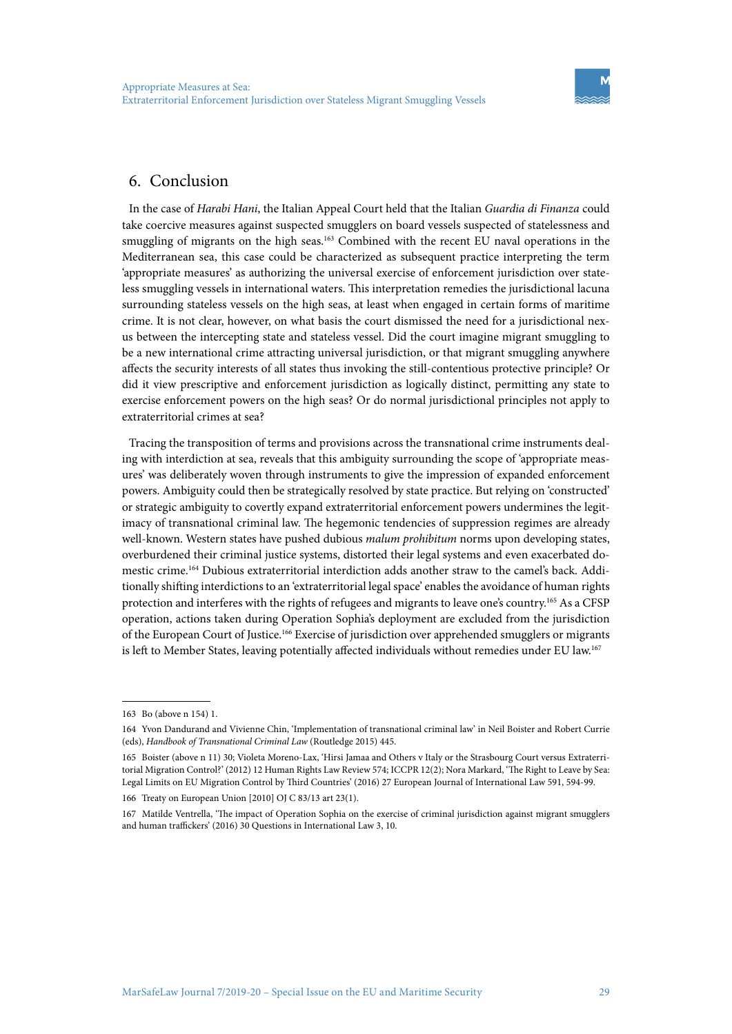## 6. Conclusion

In the case of *Harabi Hani*, the Italian Appeal Court held that the Italian *Guardia di Finanza* could take coercive measures against suspected smugglers on board vessels suspected of statelessness and smuggling of migrants on the high seas.[163] Combined with the recent EU naval operations in the Mediterranean sea, this case could be characterized as subsequent practice interpreting the term 'appropriate measures' as authorizing the universal exercise of enforcement jurisdiction over stateless smuggling vessels in international waters. This interpretation remedies the jurisdictional lacuna surrounding stateless vessels on the high seas, at least when engaged in certain forms of maritime crime. It is not clear, however, on what basis the court dismissed the need for a jurisdictional nexus between the intercepting state and stateless vessel. Did the court imagine migrant smuggling to be a new international crime attracting universal jurisdiction, or that migrant smuggling anywhere affects the security interests of all states thus invoking the still-contentious protective principle? Or did it view prescriptive and enforcement jurisdiction as logically distinct, permitting any state to exercise enforcement powers on the high seas? Or do normal jurisdictional principles not apply to extraterritorial crimes at sea?

Tracing the transposition of terms and provisions across the transnational crime instruments dealing with interdiction at sea, reveals that this ambiguity surrounding the scope of 'appropriate measures' was deliberately woven through instruments to give the impression of expanded enforcement powers. Ambiguity could then be strategically resolved by state practice. But relying on 'constructed' or strategic ambiguity to covertly expand extraterritorial enforcement powers undermines the legitimacy of transnational criminal law. The hegemonic tendencies of suppression regimes are already well-known. Western states have pushed dubious *malum prohibitum* norms upon developing states, overburdened their criminal justice systems, distorted their legal systems and even exacerbated domestic crime.[164] Dubious extraterritorial interdiction adds another straw to the camel's back. Additionally shifting interdictions to an 'extraterritorial legal space' enables the avoidance of human rights protection and interferes with the rights of refugees and migrants to leave one's country.[165] As a CFSP operation, actions taken during Operation Sophia's deployment are excluded from the jurisdiction of the European Court of Justice.[166] Exercise of jurisdiction over apprehended smugglers or migrants is left to Member States, leaving potentially affected individuals without remedies under EU law.[167]

---

163 Bo (above n 154) 1.

164 Yvon Dandurand and Vivienne Chin, 'Implementation of transnational criminal law' in Neil Boister and Robert Currie (eds), *Handbook of Transnational Criminal Law* (Routledge 2015) 445.

165 Boister (above n 11) 30; Violeta Moreno-Lax, 'Hirsi Jamaa and Others v Italy or the Strasbourg Court versus Extraterritorial Migration Control?' (2012) 12 Human Rights Law Review 574; ICCPR 12(2); Nora Markard, 'The Right to Leave by Sea: Legal Limits on EU Migration Control by Third Countries' (2016) 27 European Journal of International Law 591, 594-99.

166 Treaty on European Union [2010] OJ C 83/13 art 23(1).

167 Matilde Ventrella, 'The impact of Operation Sophia on the exercise of criminal jurisdiction against migrant smugglers and human traffickers' (2016) 30 Questions in International Law 3, 10.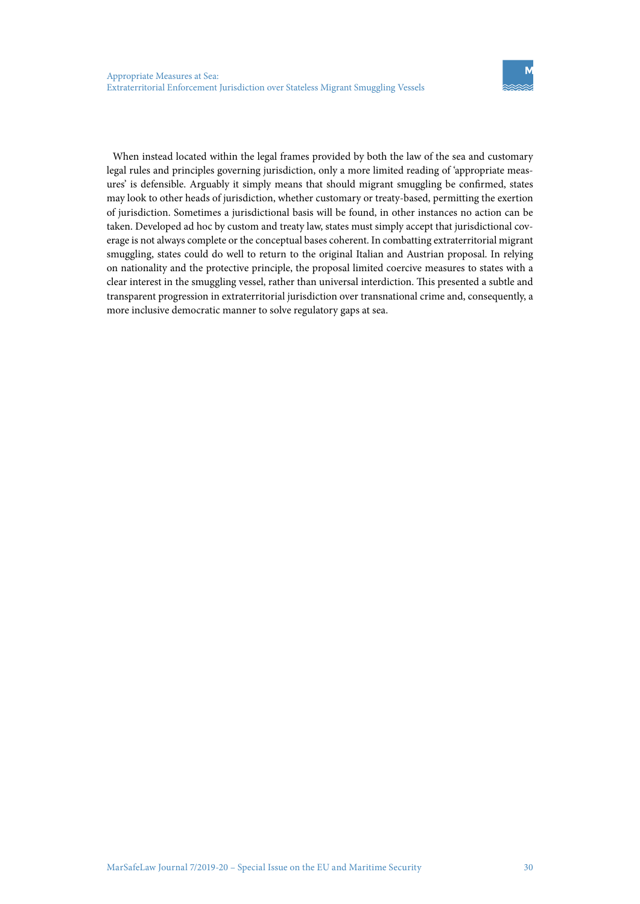When instead located within the legal frames provided by both the law of the sea and customary legal rules and principles governing jurisdiction, only a more limited reading of 'appropriate measures' is defensible. Arguably it simply means that should migrant smuggling be confirmed, states may look to other heads of jurisdiction, whether customary or treaty-based, permitting the exertion of jurisdiction. Sometimes a jurisdictional basis will be found, in other instances no action can be taken. Developed ad hoc by custom and treaty law, states must simply accept that jurisdictional coverage is not always complete or the conceptual bases coherent. In combatting extraterritorial migrant smuggling, states could do well to return to the original Italian and Austrian proposal. In relying on nationality and the protective principle, the proposal limited coercive measures to states with a clear interest in the smuggling vessel, rather than universal interdiction. This presented a subtle and transparent progression in extraterritorial jurisdiction over transnational crime and, consequently, a more inclusive democratic manner to solve regulatory gaps at sea.